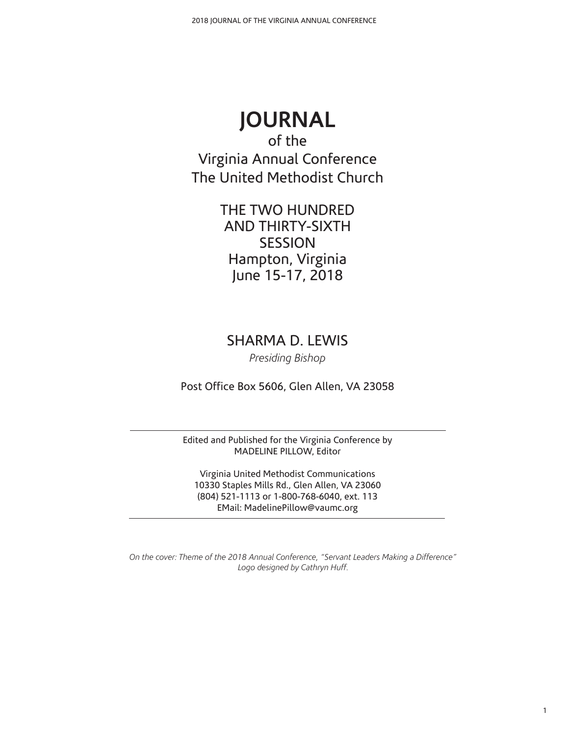# JOURNAL

of the
Virginia Annual Conference
The United Methodist Church

THE TWO HUNDRED
AND THIRTY-SIXTH
SESSION
Hampton, Virginia
June 15-17, 2018

SHARMA D. LEWIS

*Presiding Bishop*

Post Office Box 5606, Glen Allen, VA 23058

---

Edited and Published for the Virginia Conference by
MADELINE PILLOW, Editor

Virginia United Methodist Communications
10330 Staples Mills Rd., Glen Allen, VA 23060
(804) 521-1113 or 1-800-768-6040, ext. 113
EMail: MadelinePillow@vaumc.org

---

*On the cover: Theme of the 2018 Annual Conference, "Servant Leaders Making a Difference"*
*Logo designed by Cathryn Huff.*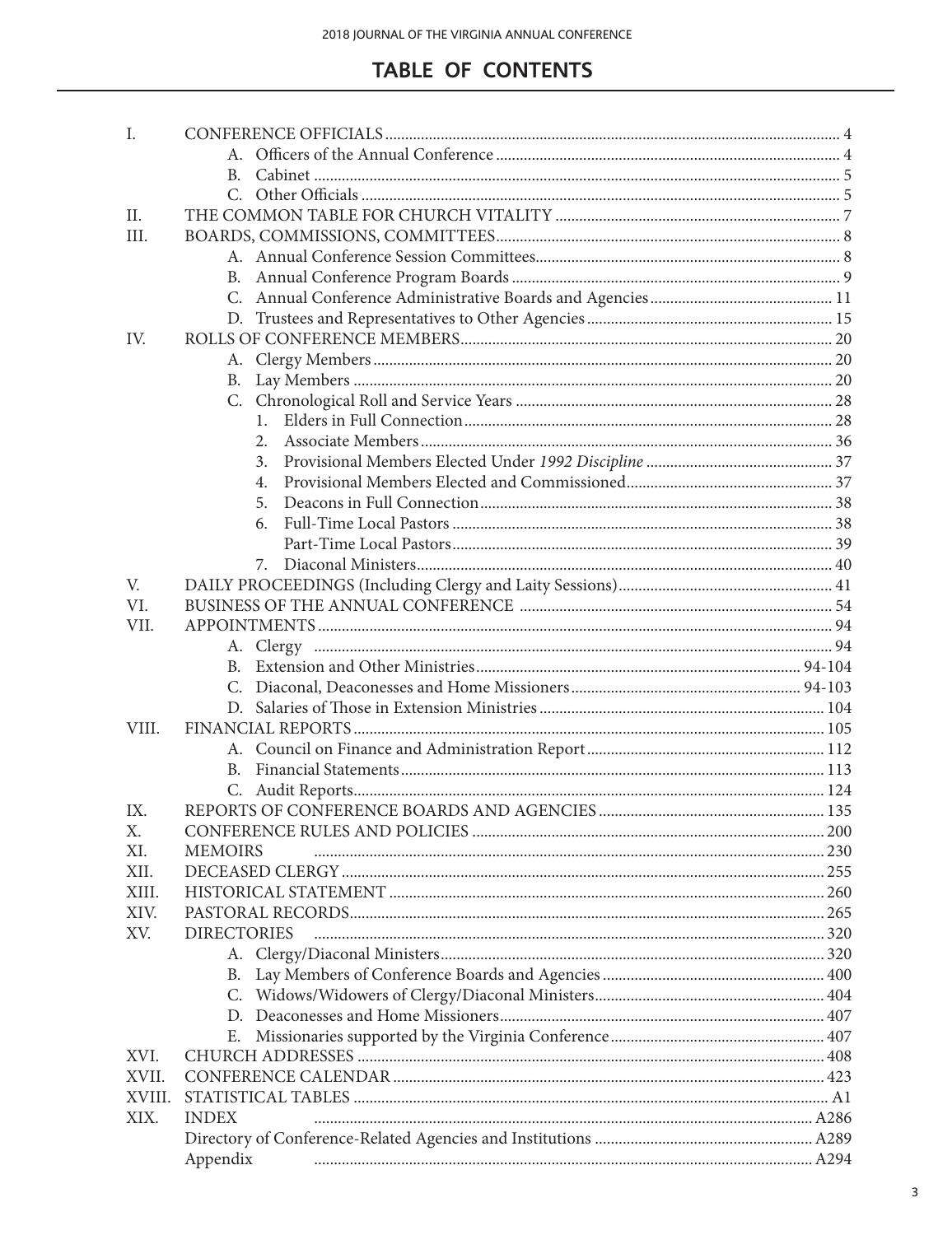# TABLE OF CONTENTS

| | | |
|---|---|---|
| I. | CONFERENCE OFFICIALS | 4 |
| | A. Officers of the Annual Conference | 4 |
| | B. Cabinet | 5 |
| | C. Other Officials | 5 |
| II. | THE COMMON TABLE FOR CHURCH VITALITY | 7 |
| III. | BOARDS, COMMISSIONS, COMMITTEES | 8 |
| | A. Annual Conference Session Committees | 8 |
| | B. Annual Conference Program Boards | 9 |
| | C. Annual Conference Administrative Boards and Agencies | 11 |
| | D. Trustees and Representatives to Other Agencies | 15 |
| IV. | ROLLS OF CONFERENCE MEMBERS | 20 |
| | A. Clergy Members | 20 |
| | B. Lay Members | 20 |
| | C. Chronological Roll and Service Years | 28 |
| | 1. Elders in Full Connection | 28 |
| | 2. Associate Members | 36 |
| | 3. Provisional Members Elected Under *1992 Discipline* | 37 |
| | 4. Provisional Members Elected and Commissioned | 37 |
| | 5. Deacons in Full Connection | 38 |
| | 6. Full-Time Local Pastors | 38 |
| | Part-Time Local Pastors | 39 |
| | 7. Diaconal Ministers | 40 |
| V. | DAILY PROCEEDINGS (Including Clergy and Laity Sessions) | 41 |
| VI. | BUSINESS OF THE ANNUAL CONFERENCE | 54 |
| VII. | APPOINTMENTS | 94 |
| | A. Clergy | 94 |
| | B. Extension and Other Ministries | 94-104 |
| | C. Diaconal, Deaconesses and Home Missioners | 94-103 |
| | D. Salaries of Those in Extension Ministries | 104 |
| VIII. | FINANCIAL REPORTS | 105 |
| | A. Council on Finance and Administration Report | 112 |
| | B. Financial Statements | 113 |
| | C. Audit Reports | 124 |
| IX. | REPORTS OF CONFERENCE BOARDS AND AGENCIES | 135 |
| X. | CONFERENCE RULES AND POLICIES | 200 |
| XI. | MEMOIRS | 230 |
| XII. | DECEASED CLERGY | 255 |
| XIII. | HISTORICAL STATEMENT | 260 |
| XIV. | PASTORAL RECORDS | 265 |
| XV. | DIRECTORIES | 320 |
| | A. Clergy/Diaconal Ministers | 320 |
| | B. Lay Members of Conference Boards and Agencies | 400 |
| | C. Widows/Widowers of Clergy/Diaconal Ministers | 404 |
| | D. Deaconesses and Home Missioners | 407 |
| | E. Missionaries supported by the Virginia Conference | 407 |
| XVI. | CHURCH ADDRESSES | 408 |
| XVII. | CONFERENCE CALENDAR | 423 |
| XVIII. | STATISTICAL TABLES | A1 |
| XIX. | INDEX | A286 |
| | Directory of Conference-Related Agencies and Institutions | A289 |
| | Appendix | A294 |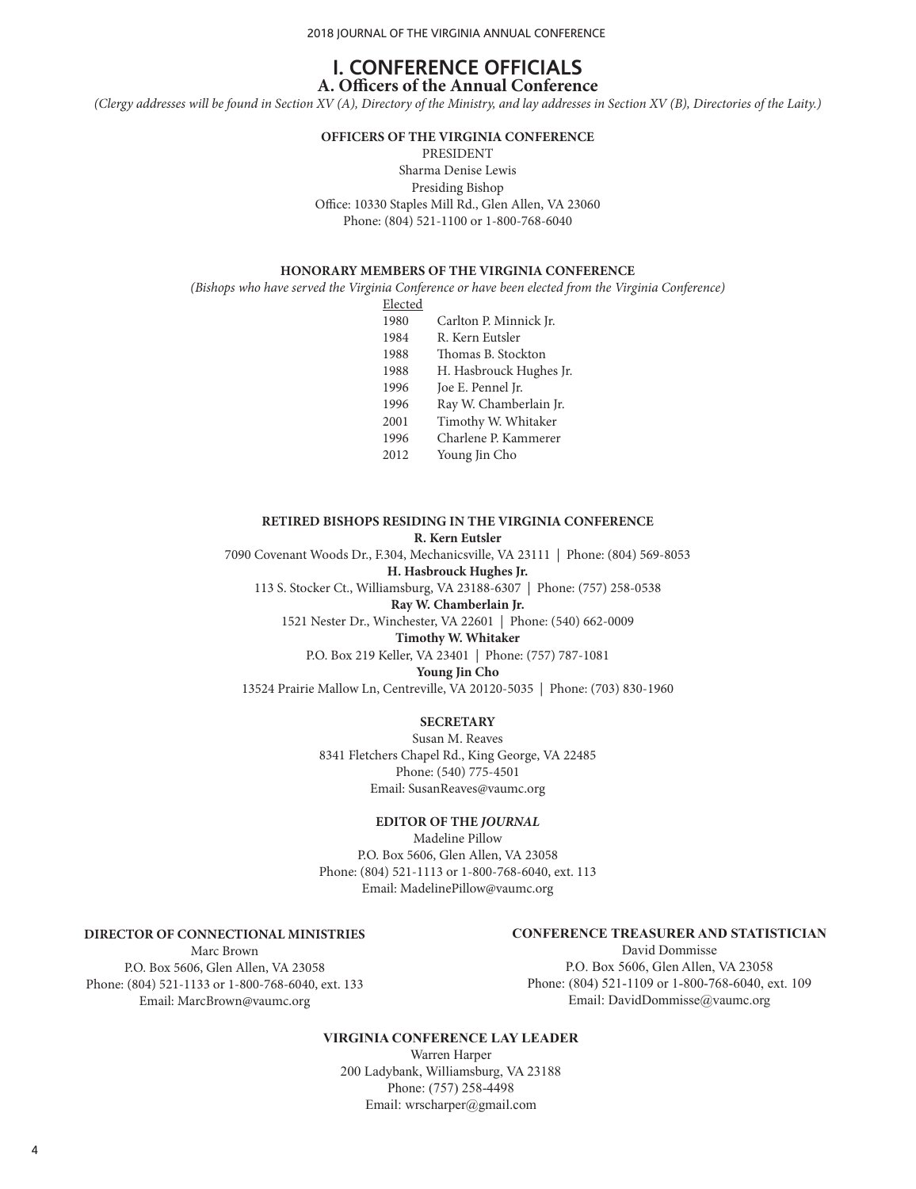# I. CONFERENCE OFFICIALS

## A. Officers of the Annual Conference

*(Clergy addresses will be found in Section XV (A), Directory of the Ministry, and lay addresses in Section XV (B), Directories of the Laity.)*

### OFFICERS OF THE VIRGINIA CONFERENCE

PRESIDENT
Sharma Denise Lewis
Presiding Bishop
Office: 10330 Staples Mill Rd., Glen Allen, VA 23060
Phone: (804) 521-1100 or 1-800-768-6040

### HONORARY MEMBERS OF THE VIRGINIA CONFERENCE

*(Bishops who have served the Virginia Conference or have been elected from the Virginia Conference)*

| Elected | |
|---|---|
| 1980 | Carlton P. Minnick Jr. |
| 1984 | R. Kern Eutsler |
| 1988 | Thomas B. Stockton |
| 1988 | H. Hasbrouck Hughes Jr. |
| 1996 | Joe E. Pennel Jr. |
| 1996 | Ray W. Chamberlain Jr. |
| 2001 | Timothy W. Whitaker |
| 1996 | Charlene P. Kammerer |
| 2012 | Young Jin Cho |

### RETIRED BISHOPS RESIDING IN THE VIRGINIA CONFERENCE

**R. Kern Eutsler**
7090 Covenant Woods Dr., F.304, Mechanicsville, VA 23111 | Phone: (804) 569-8053

**H. Hasbrouck Hughes Jr.**
113 S. Stocker Ct., Williamsburg, VA 23188-6307 | Phone: (757) 258-0538

**Ray W. Chamberlain Jr.**
1521 Nester Dr., Winchester, VA 22601 | Phone: (540) 662-0009

**Timothy W. Whitaker**
P.O. Box 219 Keller, VA 23401 | Phone: (757) 787-1081

**Young Jin Cho**
13524 Prairie Mallow Ln, Centreville, VA 20120-5035 | Phone: (703) 830-1960

### SECRETARY

Susan M. Reaves
8341 Fletchers Chapel Rd., King George, VA 22485
Phone: (540) 775-4501
Email: SusanReaves@vaumc.org

### EDITOR OF THE *JOURNAL*

Madeline Pillow
P.O. Box 5606, Glen Allen, VA 23058
Phone: (804) 521-1113 or 1-800-768-6040, ext. 113
Email: MadelinePillow@vaumc.org

### DIRECTOR OF CONNECTIONAL MINISTRIES

Marc Brown
P.O. Box 5606, Glen Allen, VA 23058
Phone: (804) 521-1133 or 1-800-768-6040, ext. 133
Email: MarcBrown@vaumc.org

### CONFERENCE TREASURER AND STATISTICIAN

David Dommisse
P.O. Box 5606, Glen Allen, VA 23058
Phone: (804) 521-1109 or 1-800-768-6040, ext. 109
Email: DavidDommisse@vaumc.org

### VIRGINIA CONFERENCE LAY LEADER

Warren Harper
200 Ladybank, Williamsburg, VA 23188
Phone: (757) 258-4498
Email: wrscharper@gmail.com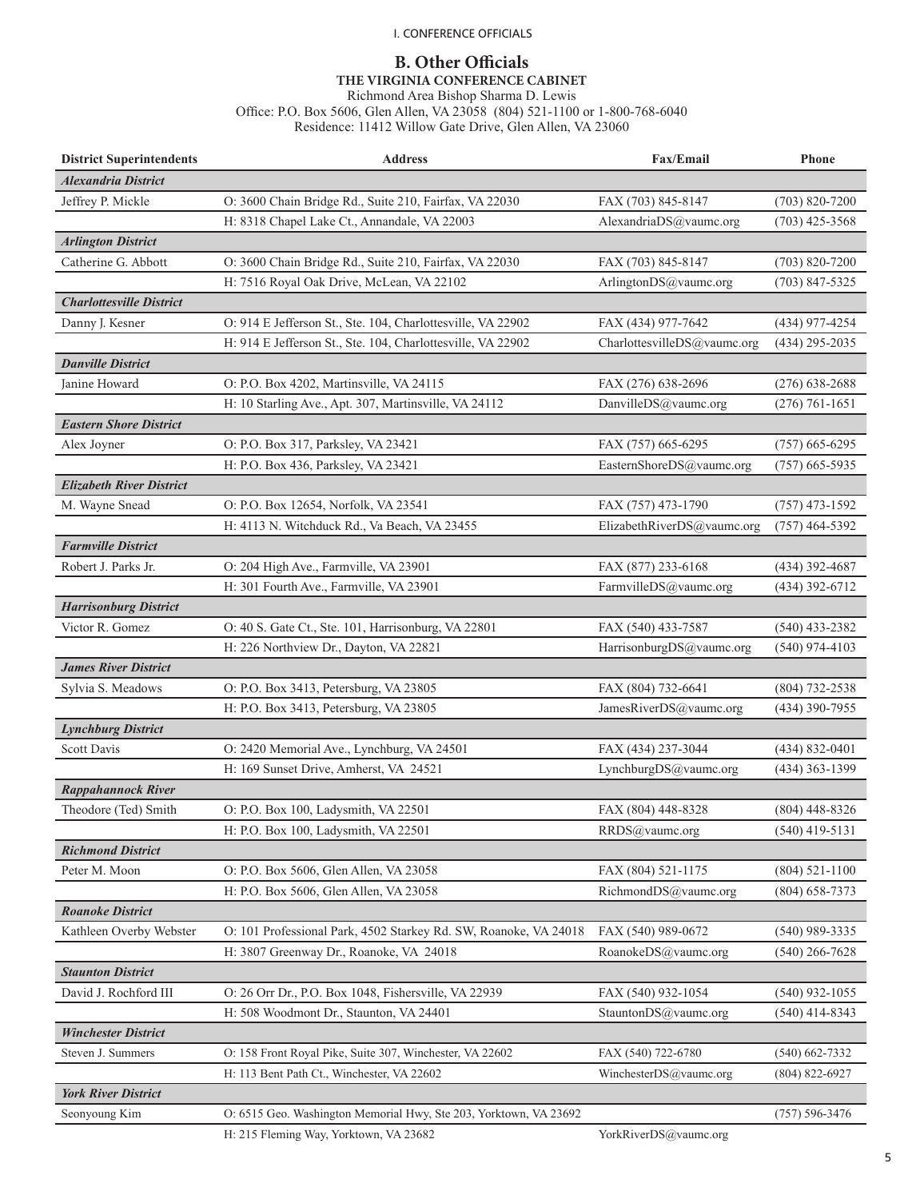## B. Other Officials

**THE VIRGINIA CONFERENCE CABINET**

Richmond Area Bishop Sharma D. Lewis
Office: P.O. Box 5606, Glen Allen, VA 23058 (804) 521-1100 or 1-800-768-6040
Residence: 11412 Willow Gate Drive, Glen Allen, VA 23060

| District Superintendents | Address | Fax/Email | Phone |
|---|---|---|---|
| ***Alexandria District*** | | | |
| Jeffrey P. Mickle | O: 3600 Chain Bridge Rd., Suite 210, Fairfax, VA 22030 | FAX (703) 845-8147 | (703) 820-7200 |
| | H: 8318 Chapel Lake Ct., Annandale, VA 22003 | AlexandriaDS@vaumc.org | (703) 425-3568 |
| ***Arlington District*** | | | |
| Catherine G. Abbott | O: 3600 Chain Bridge Rd., Suite 210, Fairfax, VA 22030 | FAX (703) 845-8147 | (703) 820-7200 |
| | H: 7516 Royal Oak Drive, McLean, VA 22102 | ArlingtonDS@vaumc.org | (703) 847-5325 |
| ***Charlottesville District*** | | | |
| Danny J. Kesner | O: 914 E Jefferson St., Ste. 104, Charlottesville, VA 22902 | FAX (434) 977-7642 | (434) 977-4254 |
| | H: 914 E Jefferson St., Ste. 104, Charlottesville, VA 22902 | CharlottesvilleDS@vaumc.org | (434) 295-2035 |
| ***Danville District*** | | | |
| Janine Howard | O: P.O. Box 4202, Martinsville, VA 24115 | FAX (276) 638-2696 | (276) 638-2688 |
| | H: 10 Starling Ave., Apt. 307, Martinsville, VA 24112 | DanvilleDS@vaumc.org | (276) 761-1651 |
| ***Eastern Shore District*** | | | |
| Alex Joyner | O: P.O. Box 317, Parksley, VA 23421 | FAX (757) 665-6295 | (757) 665-6295 |
| | H: P.O. Box 436, Parksley, VA 23421 | EasternShoreDS@vaumc.org | (757) 665-5935 |
| ***Elizabeth River District*** | | | |
| M. Wayne Snead | O: P.O. Box 12654, Norfolk, VA 23541 | FAX (757) 473-1790 | (757) 473-1592 |
| | H: 4113 N. Witchduck Rd., Va Beach, VA 23455 | ElizabethRiverDS@vaumc.org | (757) 464-5392 |
| ***Farmville District*** | | | |
| Robert J. Parks Jr. | O: 204 High Ave., Farmville, VA 23901 | FAX (877) 233-6168 | (434) 392-4687 |
| | H: 301 Fourth Ave., Farmville, VA 23901 | FarmvilleDS@vaumc.org | (434) 392-6712 |
| ***Harrisonburg District*** | | | |
| Victor R. Gomez | O: 40 S. Gate Ct., Ste. 101, Harrisonburg, VA 22801 | FAX (540) 433-7587 | (540) 433-2382 |
| | H: 226 Northview Dr., Dayton, VA 22821 | HarrisonburgDS@vaumc.org | (540) 974-4103 |
| ***James River District*** | | | |
| Sylvia S. Meadows | O: P.O. Box 3413, Petersburg, VA 23805 | FAX (804) 732-6641 | (804) 732-2538 |
| | H: P.O. Box 3413, Petersburg, VA 23805 | JamesRiverDS@vaumc.org | (434) 390-7955 |
| ***Lynchburg District*** | | | |
| Scott Davis | O: 2420 Memorial Ave., Lynchburg, VA 24501 | FAX (434) 237-3044 | (434) 832-0401 |
| | H: 169 Sunset Drive, Amherst, VA 24521 | LynchburgDS@vaumc.org | (434) 363-1399 |
| ***Rappahannock River*** | | | |
| Theodore (Ted) Smith | O: P.O. Box 100, Ladysmith, VA 22501 | FAX (804) 448-8328 | (804) 448-8326 |
| | H: P.O. Box 100, Ladysmith, VA 22501 | RRDS@vaumc.org | (540) 419-5131 |
| ***Richmond District*** | | | |
| Peter M. Moon | O: P.O. Box 5606, Glen Allen, VA 23058 | FAX (804) 521-1175 | (804) 521-1100 |
| | H: P.O. Box 5606, Glen Allen, VA 23058 | RichmondDS@vaumc.org | (804) 658-7373 |
| ***Roanoke District*** | | | |
| Kathleen Overby Webster | O: 101 Professional Park, 4502 Starkey Rd. SW, Roanoke, VA 24018 | FAX (540) 989-0672 | (540) 989-3335 |
| | H: 3807 Greenway Dr., Roanoke, VA 24018 | RoanokeDS@vaumc.org | (540) 266-7628 |
| ***Staunton District*** | | | |
| David J. Rochford III | O: 26 Orr Dr., P.O. Box 1048, Fishersville, VA 22939 | FAX (540) 932-1054 | (540) 932-1055 |
| | H: 508 Woodmont Dr., Staunton, VA 24401 | StauntonDS@vaumc.org | (540) 414-8343 |
| ***Winchester District*** | | | |
| Steven J. Summers | O: 158 Front Royal Pike, Suite 307, Winchester, VA 22602 | FAX (540) 722-6780 | (540) 662-7332 |
| | H: 113 Bent Path Ct., Winchester, VA 22602 | WinchesterDS@vaumc.org | (804) 822-6927 |
| ***York River District*** | | | |
| Seonyoung Kim | O: 6515 Geo. Washington Memorial Hwy, Ste 203, Yorktown, VA 23692 | | (757) 596-3476 |
| | H: 215 Fleming Way, Yorktown, VA 23682 | YorkRiverDS@vaumc.org | |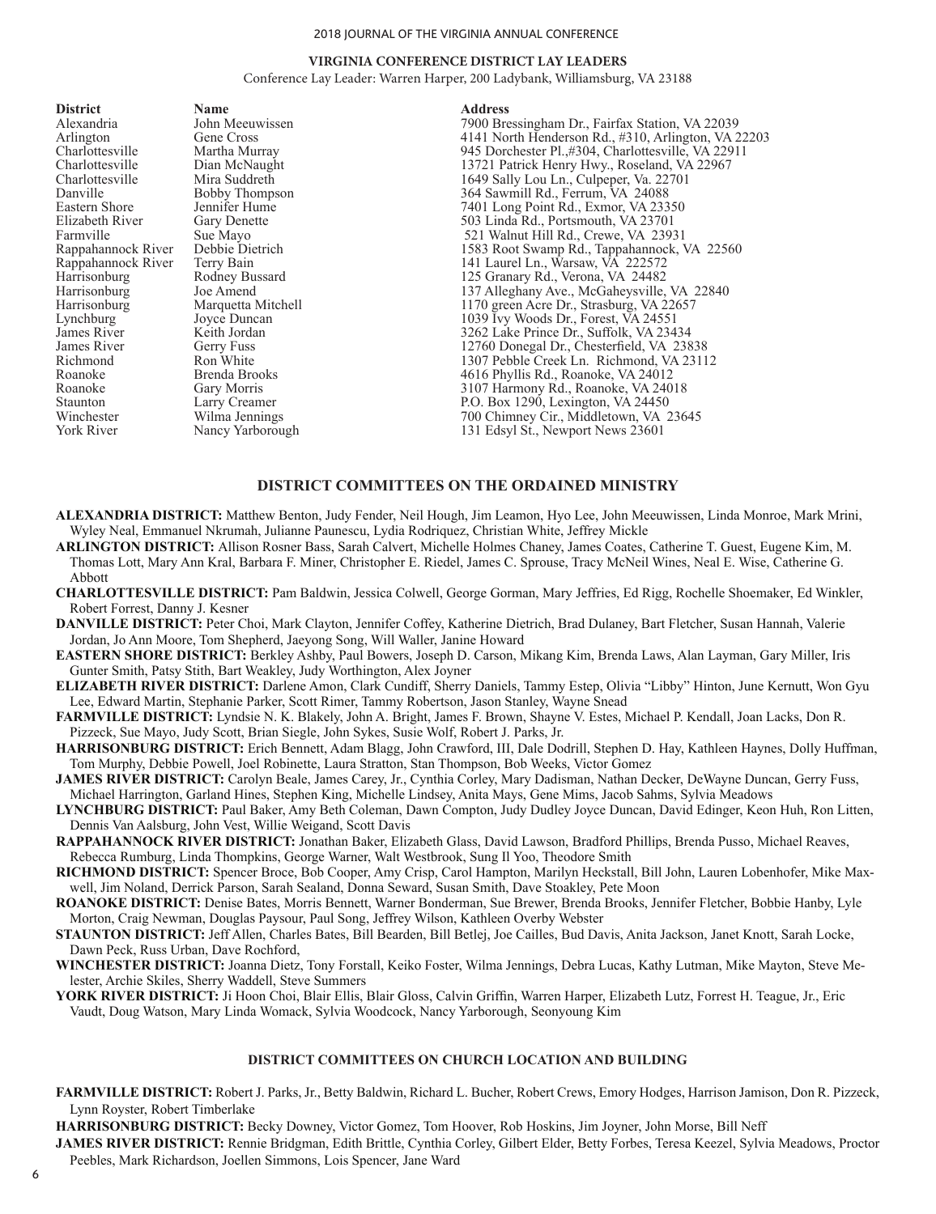## VIRGINIA CONFERENCE DISTRICT LAY LEADERS

Conference Lay Leader: Warren Harper, 200 Ladybank, Williamsburg, VA 23188

| District | Name | Address |
|---|---|---|
| Alexandria | John Meeuwissen | 7900 Bressingham Dr., Fairfax Station, VA 22039 |
| Arlington | Gene Cross | 4141 North Henderson Rd., #310, Arlington, VA 22203 |
| Charlottesville | Martha Murray | 945 Dorchester Pl.,#304, Charlottesville, VA 22911 |
| Charlottesville | Dian McNaught | 13721 Patrick Henry Hwy., Roseland, VA 22967 |
| Charlottesville | Mira Suddreth | 1649 Sally Lou Ln., Culpeper, Va. 22701 |
| Danville | Bobby Thompson | 364 Sawmill Rd., Ferrum, VA 24088 |
| Eastern Shore | Jennifer Hume | 7401 Long Point Rd., Exmor, VA 23350 |
| Elizabeth River | Gary Denette | 503 Linda Rd., Portsmouth, VA 23701 |
| Farmville | Sue Mayo | 521 Walnut Hill Rd., Crewe, VA 23931 |
| Rappahannock River | Debbie Dietrich | 1583 Root Swamp Rd., Tappahannock, VA 22560 |
| Rappahannock River | Terry Bain | 141 Laurel Ln., Warsaw, VA 222572 |
| Harrisonburg | Rodney Bussard | 125 Granary Rd., Verona, VA 24482 |
| Harrisonburg | Joe Amend | 137 Alleghany Ave., McGaheysville, VA 22840 |
| Harrisonburg | Marquetta Mitchell | 1170 green Acre Dr., Strasburg, VA 22657 |
| Lynchburg | Joyce Duncan | 1039 Ivy Woods Dr., Forest, VA 24551 |
| James River | Keith Jordan | 3262 Lake Prince Dr., Suffolk, VA 23434 |
| James River | Gerry Fuss | 12760 Donegal Dr., Chesterfield, VA 23838 |
| Richmond | Ron White | 1307 Pebble Creek Ln. Richmond, VA 23112 |
| Roanoke | Brenda Brooks | 4616 Phyllis Rd., Roanoke, VA 24012 |
| Roanoke | Gary Morris | 3107 Harmony Rd., Roanoke, VA 24018 |
| Staunton | Larry Creamer | P.O. Box 1290, Lexington, VA 24450 |
| Winchester | Wilma Jennings | 700 Chimney Cir., Middletown, VA 23645 |
| York River | Nancy Yarborough | 131 Edsyl St., Newport News 23601 |

## DISTRICT COMMITTEES ON THE ORDAINED MINISTRY

**ALEXANDRIA DISTRICT:** Matthew Benton, Judy Fender, Neil Hough, Jim Leamon, Hyo Lee, John Meeuwissen, Linda Monroe, Mark Mrini, Wyley Neal, Emmanuel Nkrumah, Julianne Paunescu, Lydia Rodriquez, Christian White, Jeffrey Mickle

**ARLINGTON DISTRICT:** Allison Rosner Bass, Sarah Calvert, Michelle Holmes Chaney, James Coates, Catherine T. Guest, Eugene Kim, M. Thomas Lott, Mary Ann Kral, Barbara F. Miner, Christopher E. Riedel, James C. Sprouse, Tracy McNeil Wines, Neal E. Wise, Catherine G. Abbott

**CHARLOTTESVILLE DISTRICT:** Pam Baldwin, Jessica Colwell, George Gorman, Mary Jeffries, Ed Rigg, Rochelle Shoemaker, Ed Winkler, Robert Forrest, Danny J. Kesner

**DANVILLE DISTRICT:** Peter Choi, Mark Clayton, Jennifer Coffey, Katherine Dietrich, Brad Dulaney, Bart Fletcher, Susan Hannah, Valerie Jordan, Jo Ann Moore, Tom Shepherd, Jaeyong Song, Will Waller, Janine Howard

**EASTERN SHORE DISTRICT:** Berkley Ashby, Paul Bowers, Joseph D. Carson, Mikang Kim, Brenda Laws, Alan Layman, Gary Miller, Iris Gunter Smith, Patsy Stith, Bart Weakley, Judy Worthington, Alex Joyner

**ELIZABETH RIVER DISTRICT:** Darlene Amon, Clark Cundiff, Sherry Daniels, Tammy Estep, Olivia "Libby" Hinton, June Kernutt, Won Gyu Lee, Edward Martin, Stephanie Parker, Scott Rimer, Tammy Robertson, Jason Stanley, Wayne Snead

**FARMVILLE DISTRICT:** Lyndsie N. K. Blakely, John A. Bright, James F. Brown, Shayne V. Estes, Michael P. Kendall, Joan Lacks, Don R. Pizzeck, Sue Mayo, Judy Scott, Brian Siegle, John Sykes, Susie Wolf, Robert J. Parks, Jr.

**HARRISONBURG DISTRICT:** Erich Bennett, Adam Blagg, John Crawford, III, Dale Dodrill, Stephen D. Hay, Kathleen Haynes, Dolly Huffman, Tom Murphy, Debbie Powell, Joel Robinette, Laura Stratton, Stan Thompson, Bob Weeks, Victor Gomez

**JAMES RIVER DISTRICT:** Carolyn Beale, James Carey, Jr., Cynthia Corley, Mary Dadisman, Nathan Decker, DeWayne Duncan, Gerry Fuss, Michael Harrington, Garland Hines, Stephen King, Michelle Lindsey, Anita Mays, Gene Mims, Jacob Sahms, Sylvia Meadows

**LYNCHBURG DISTRICT:** Paul Baker, Amy Beth Coleman, Dawn Compton, Judy Dudley Joyce Duncan, David Edinger, Keon Huh, Ron Litten, Dennis Van Aalsburg, John Vest, Willie Weigand, Scott Davis

**RAPPAHANNOCK RIVER DISTRICT:** Jonathan Baker, Elizabeth Glass, David Lawson, Bradford Phillips, Brenda Pusso, Michael Reaves, Rebecca Rumburg, Linda Thompkins, George Warner, Walt Westbrook, Sung Il Yoo, Theodore Smith

**RICHMOND DISTRICT:** Spencer Broce, Bob Cooper, Amy Crisp, Carol Hampton, Marilyn Heckstall, Bill John, Lauren Lobenhofer, Mike Maxwell, Jim Noland, Derrick Parson, Sarah Sealand, Donna Seward, Susan Smith, Dave Stoakley, Pete Moon

**ROANOKE DISTRICT:** Denise Bates, Morris Bennett, Warner Bonderman, Sue Brewer, Brenda Brooks, Jennifer Fletcher, Bobbie Hanby, Lyle Morton, Craig Newman, Douglas Paysour, Paul Song, Jeffrey Wilson, Kathleen Overby Webster

**STAUNTON DISTRICT:** Jeff Allen, Charles Bates, Bill Bearden, Bill Betlej, Joe Cailles, Bud Davis, Anita Jackson, Janet Knott, Sarah Locke, Dawn Peck, Russ Urban, Dave Rochford,

**WINCHESTER DISTRICT:** Joanna Dietz, Tony Forstall, Keiko Foster, Wilma Jennings, Debra Lucas, Kathy Lutman, Mike Mayton, Steve Melester, Archie Skiles, Sherry Waddell, Steve Summers

**YORK RIVER DISTRICT:** Ji Hoon Choi, Blair Ellis, Blair Gloss, Calvin Griffin, Warren Harper, Elizabeth Lutz, Forrest H. Teague, Jr., Eric Vaudt, Doug Watson, Mary Linda Womack, Sylvia Woodcock, Nancy Yarborough, Seonyoung Kim

## DISTRICT COMMITTEES ON CHURCH LOCATION AND BUILDING

**FARMVILLE DISTRICT:** Robert J. Parks, Jr., Betty Baldwin, Richard L. Bucher, Robert Crews, Emory Hodges, Harrison Jamison, Don R. Pizzeck, Lynn Royster, Robert Timberlake

**HARRISONBURG DISTRICT:** Becky Downey, Victor Gomez, Tom Hoover, Rob Hoskins, Jim Joyner, John Morse, Bill Neff

**JAMES RIVER DISTRICT:** Rennie Bridgman, Edith Brittle, Cynthia Corley, Gilbert Elder, Betty Forbes, Teresa Keezel, Sylvia Meadows, Proctor Peebles, Mark Richardson, Joellen Simmons, Lois Spencer, Jane Ward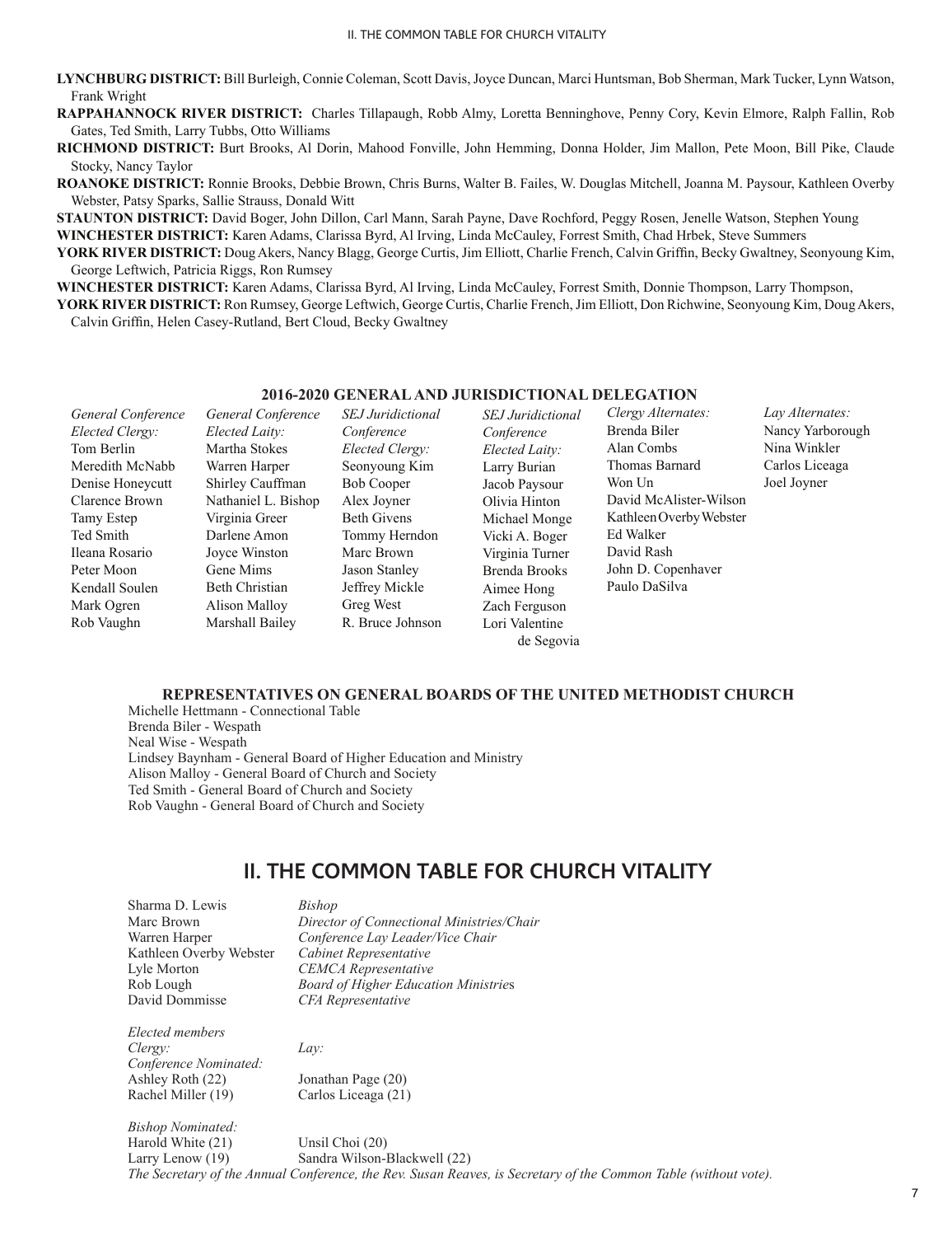**LYNCHBURG DISTRICT:** Bill Burleigh, Connie Coleman, Scott Davis, Joyce Duncan, Marci Huntsman, Bob Sherman, Mark Tucker, Lynn Watson, Frank Wright

**RAPPAHANNOCK RIVER DISTRICT:** Charles Tillapaugh, Robb Almy, Loretta Benninghove, Penny Cory, Kevin Elmore, Ralph Fallin, Rob Gates, Ted Smith, Larry Tubbs, Otto Williams

**RICHMOND DISTRICT:** Burt Brooks, Al Dorin, Mahood Fonville, John Hemming, Donna Holder, Jim Mallon, Pete Moon, Bill Pike, Claude Stocky, Nancy Taylor

**ROANOKE DISTRICT:** Ronnie Brooks, Debbie Brown, Chris Burns, Walter B. Failes, W. Douglas Mitchell, Joanna M. Paysour, Kathleen Overby Webster, Patsy Sparks, Sallie Strauss, Donald Witt

**STAUNTON DISTRICT:** David Boger, John Dillon, Carl Mann, Sarah Payne, Dave Rochford, Peggy Rosen, Jenelle Watson, Stephen Young

**WINCHESTER DISTRICT:** Karen Adams, Clarissa Byrd, Al Irving, Linda McCauley, Forrest Smith, Chad Hrbek, Steve Summers

**YORK RIVER DISTRICT:** Doug Akers, Nancy Blagg, George Curtis, Jim Elliott, Charlie French, Calvin Griffin, Becky Gwaltney, Seonyoung Kim, George Leftwich, Patricia Riggs, Ron Rumsey

**WINCHESTER DISTRICT:** Karen Adams, Clarissa Byrd, Al Irving, Linda McCauley, Forrest Smith, Donnie Thompson, Larry Thompson,

**YORK RIVER DISTRICT:** Ron Rumsey, George Leftwich, George Curtis, Charlie French, Jim Elliott, Don Richwine, Seonyoung Kim, Doug Akers, Calvin Griffin, Helen Casey-Rutland, Bert Cloud, Becky Gwaltney

### 2016-2020 GENERAL AND JURISDICTIONAL DELEGATION

| *General Conference Elected Clergy:* | *General Conference Elected Laity:* | *SEJ Juridictional Conference Elected Clergy:* | *SEJ Juridictional Conference Elected Laity:* | *Clergy Alternates:* | *Lay Alternates:* |
|---|---|---|---|---|---|
| Tom Berlin | Martha Stokes | Seonyoung Kim | Larry Burian | Brenda Biler | Nancy Yarborough |
| Meredith McNabb | Warren Harper | Bob Cooper | Jacob Paysour | Alan Combs | Nina Winkler |
| Denise Honeycutt | Shirley Cauffman | Alex Joyner | Olivia Hinton | Thomas Barnard | Carlos Liceaga |
| Clarence Brown | Nathaniel L. Bishop | Beth Givens | Michael Monge | Won Un | Joel Joyner |
| Tamy Estep | Virginia Greer | Tommy Herndon | Vicki A. Boger | David McAlister-Wilson | |
| Ted Smith | Darlene Amon | Marc Brown | Virginia Turner | Kathleen Overby Webster | |
| Ileana Rosario | Joyce Winston | Jason Stanley | Brenda Brooks | Ed Walker | |
| Peter Moon | Gene Mims | Jeffrey Mickle | Aimee Hong | David Rash | |
| Kendall Soulen | Beth Christian | Greg West | Zach Ferguson | John D. Copenhaver | |
| Mark Ogren | Alison Malloy | R. Bruce Johnson | Lori Valentine de Segovia | Paulo DaSilva | |
| Rob Vaughn | Marshall Bailey | | | | |

### REPRESENTATIVES ON GENERAL BOARDS OF THE UNITED METHODIST CHURCH

Michelle Hettmann - Connectional Table
Brenda Biler - Wespath
Neal Wise - Wespath
Lindsey Baynham - General Board of Higher Education and Ministry
Alison Malloy - General Board of Church and Society
Ted Smith - General Board of Church and Society
Rob Vaughn - General Board of Church and Society

## II. THE COMMON TABLE FOR CHURCH VITALITY

| | |
|---|---|
| Sharma D. Lewis | *Bishop* |
| Marc Brown | *Director of Connectional Ministries/Chair* |
| Warren Harper | *Conference Lay Leader/Vice Chair* |
| Kathleen Overby Webster | *Cabinet Representative* |
| Lyle Morton | *CEMCA Representative* |
| Rob Lough | *Board of Higher Education Ministries* |
| David Dommisse | *CFA Representative* |

*Elected members*

| *Clergy:* | *Lay:* |
|---|---|
| *Conference Nominated:* | |
| Ashley Roth (22) | Jonathan Page (20) |
| Rachel Miller (19) | Carlos Liceaga (21) |
| *Bishop Nominated:* | |
| Harold White (21) | Unsil Choi (20) |
| Larry Lenow (19) | Sandra Wilson-Blackwell (22) |

*The Secretary of the Annual Conference, the Rev. Susan Reaves, is Secretary of the Common Table (without vote).*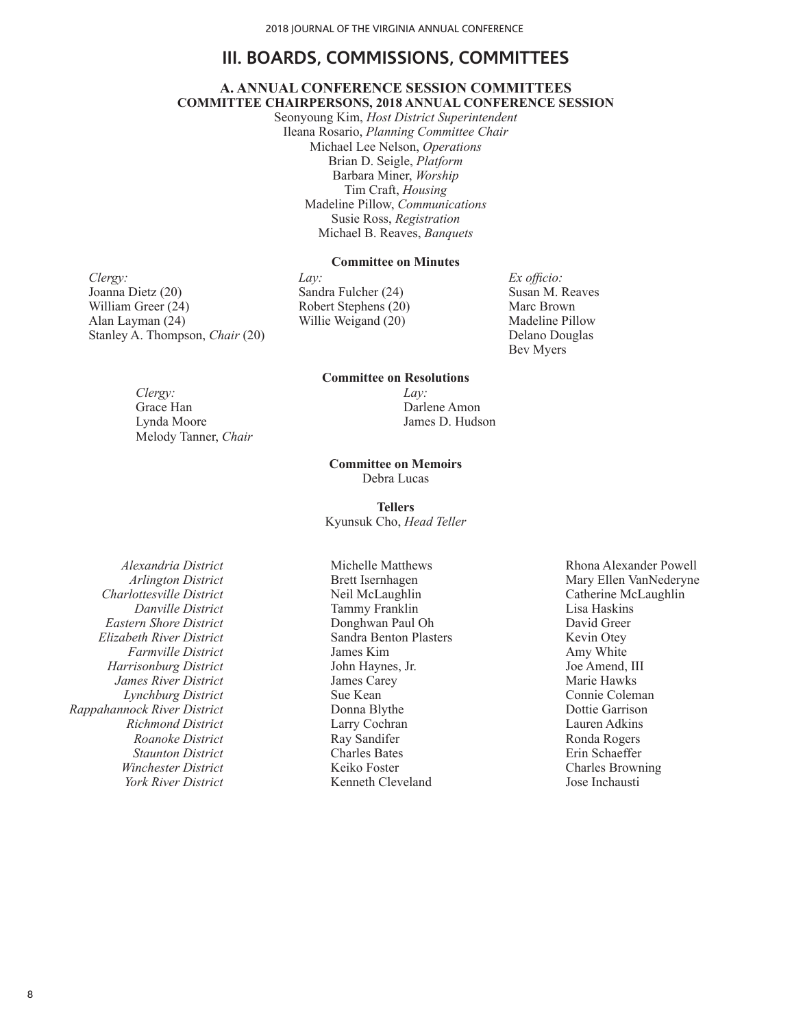# III. BOARDS, COMMISSIONS, COMMITTEES

## A. ANNUAL CONFERENCE SESSION COMMITTEES

### COMMITTEE CHAIRPERSONS, 2018 ANNUAL CONFERENCE SESSION

Seonyoung Kim, *Host District Superintendent*
Ileana Rosario, *Planning Committee Chair*
Michael Lee Nelson, *Operations*
Brian D. Seigle, *Platform*
Barbara Miner, *Worship*
Tim Craft, *Housing*
Madeline Pillow, *Communications*
Susie Ross, *Registration*
Michael B. Reaves, *Banquets*

**Committee on Minutes**

*Clergy:*
Joanna Dietz (20)
William Greer (24)
Alan Layman (24)
Stanley A. Thompson, *Chair* (20)

*Lay:*
Sandra Fulcher (24)
Robert Stephens (20)
Willie Weigand (20)

*Ex officio:*
Susan M. Reaves
Marc Brown
Madeline Pillow
Delano Douglas
Bev Myers

**Committee on Resolutions**

*Clergy:*
Grace Han
Lynda Moore
Melody Tanner, *Chair*

*Lay:*
Darlene Amon
James D. Hudson

**Committee on Memoirs**

Debra Lucas

**Tellers**

Kyunsuk Cho, *Head Teller*

| | | |
|---|---|---|
| *Alexandria District* | Michelle Matthews | Rhona Alexander Powell |
| *Arlington District* | Brett Isernhagen | Mary Ellen VanNederyne |
| *Charlottesville District* | Neil McLaughlin | Catherine McLaughlin |
| *Danville District* | Tammy Franklin | Lisa Haskins |
| *Eastern Shore District* | Donghwan Paul Oh | David Greer |
| *Elizabeth River District* | Sandra Benton Plasters | Kevin Otey |
| *Farmville District* | James Kim | Amy White |
| *Harrisonburg District* | John Haynes, Jr. | Joe Amend, III |
| *James River District* | James Carey | Marie Hawks |
| *Lynchburg District* | Sue Kean | Connie Coleman |
| *Rappahannock River District* | Donna Blythe | Dottie Garrison |
| *Richmond District* | Larry Cochran | Lauren Adkins |
| *Roanoke District* | Ray Sandifer | Ronda Rogers |
| *Staunton District* | Charles Bates | Erin Schaeffer |
| *Winchester District* | Keiko Foster | Charles Browning |
| *York River District* | Kenneth Cleveland | Jose Inchausti |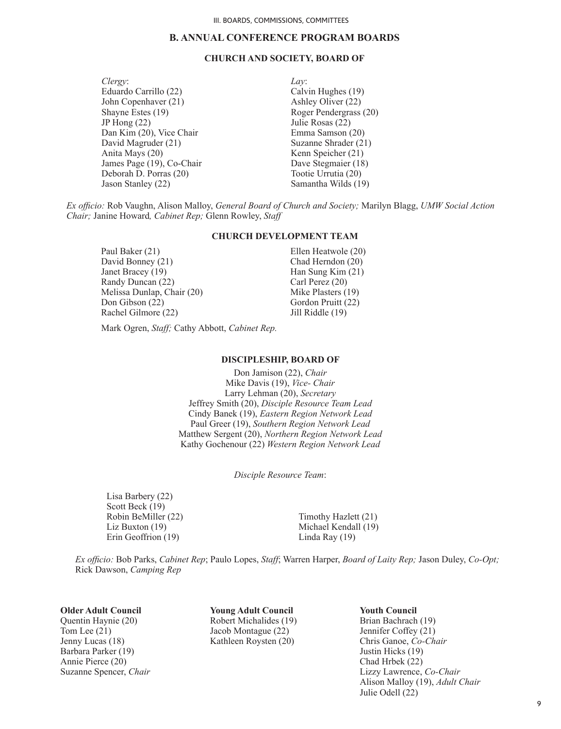## B. ANNUAL CONFERENCE PROGRAM BOARDS

### CHURCH AND SOCIETY, BOARD OF

*Clergy*:
Eduardo Carrillo (22)
John Copenhaver (21)
Shayne Estes (19)
JP Hong (22)
Dan Kim (20), Vice Chair
David Magruder (21)
Anita Mays (20)
James Page (19), Co-Chair
Deborah D. Porras (20)
Jason Stanley (22)

*Lay*:
Calvin Hughes (19)
Ashley Oliver (22)
Roger Pendergrass (20)
Julie Rosas (22)
Emma Samson (20)
Suzanne Shrader (21)
Kenn Speicher (21)
Dave Stegmaier (18)
Tootie Urrutia (20)
Samantha Wilds (19)

*Ex officio:* Rob Vaughn, Alison Malloy, *General Board of Church and Society;* Marilyn Blagg, *UMW Social Action Chair;* Janine Howard*, Cabinet Rep;* Glenn Rowley, *Staff*

### CHURCH DEVELOPMENT TEAM

Paul Baker (21)
David Bonney (21)
Janet Bracey (19)
Randy Duncan (22)
Melissa Dunlap, Chair (20)
Don Gibson (22)
Rachel Gilmore (22)
Ellen Heatwole (20)
Chad Herndon (20)
Han Sung Kim (21)
Carl Perez (20)
Mike Plasters (19)
Gordon Pruitt (22)
Jill Riddle (19)

Mark Ogren, *Staff;* Cathy Abbott, *Cabinet Rep.*

### DISCIPLESHIP, BOARD OF

Don Jamison (22), *Chair*
Mike Davis (19), *Vice- Chair*
Larry Lehman (20), *Secretary*
Jeffrey Smith (20), *Disciple Resource Team Lead*
Cindy Banek (19), *Eastern Region Network Lead*
Paul Greer (19), *Southern Region Network Lead*
Matthew Sergent (20), *Northern Region Network Lead*
Kathy Gochenour (22) *Western Region Network Lead*

*Disciple Resource Team*:

Lisa Barbery (22)
Scott Beck (19)
Robin BeMiller (22)
Liz Buxton (19)
Erin Geoffrion (19)
Timothy Hazlett (21)
Michael Kendall (19)
Linda Ray (19)

*Ex officio:* Bob Parks, *Cabinet Rep*; Paulo Lopes, *Staff*; Warren Harper, *Board of Laity Rep;* Jason Duley, *Co-Opt;* Rick Dawson, *Camping Rep*

**Older Adult Council**
Quentin Haynie (20)
Tom Lee (21)
Jenny Lucas (18)
Barbara Parker (19)
Annie Pierce (20)
Suzanne Spencer, *Chair*

**Young Adult Council**
Robert Michalides (19)
Jacob Montague (22)
Kathleen Roysten (20)

**Youth Council**
Brian Bachrach (19)
Jennifer Coffey (21)
Chris Ganoe, *Co-Chair*
Justin Hicks (19)
Chad Hrbek (22)
Lizzy Lawrence, *Co-Chair*
Alison Malloy (19), *Adult Chair*
Julie Odell (22)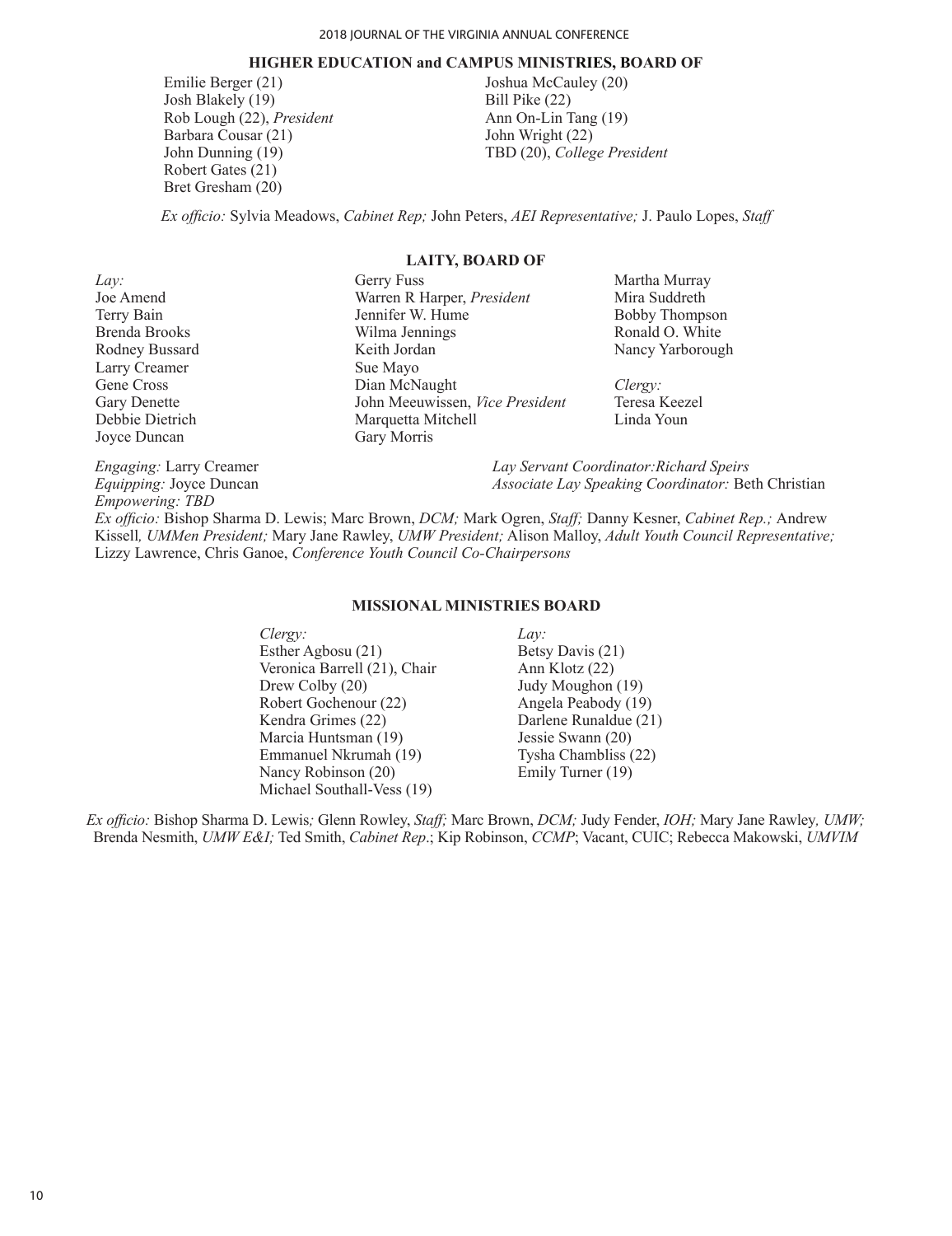## HIGHER EDUCATION and CAMPUS MINISTRIES, BOARD OF

Emilie Berger (21)
Josh Blakely (19)
Rob Lough (22), *President*
Barbara Cousar (21)
John Dunning (19)
Robert Gates (21)
Bret Gresham (20)
Joshua McCauley (20)
Bill Pike (22)
Ann On-Lin Tang (19)
John Wright (22)
TBD (20), *College President*

*Ex officio:* Sylvia Meadows, *Cabinet Rep;* John Peters, *AEI Representative;* J. Paulo Lopes, *Staff*

## LAITY, BOARD OF

*Lay:*
Joe Amend
Terry Bain
Brenda Brooks
Rodney Bussard
Larry Creamer
Gene Cross
Gary Denette
Debbie Dietrich
Joyce Duncan
Gerry Fuss
Warren R Harper, *President*
Jennifer W. Hume
Wilma Jennings
Keith Jordan
Sue Mayo
Dian McNaught
John Meeuwissen, *Vice President*
Marquetta Mitchell
Gary Morris
Martha Murray
Mira Suddreth
Bobby Thompson
Ronald O. White
Nancy Yarborough

*Clergy:*
Teresa Keezel
Linda Youn

*Engaging:* Larry Creamer
*Equipping:* Joyce Duncan
*Empowering: TBD*
*Lay Servant Coordinator:Richard Speirs*
*Associate Lay Speaking Coordinator:* Beth Christian

*Ex officio:* Bishop Sharma D. Lewis; Marc Brown, *DCM;* Mark Ogren, *Staff;* Danny Kesner, *Cabinet Rep.;* Andrew Kissell*, UMMen President;* Mary Jane Rawley, *UMW President;* Alison Malloy, *Adult Youth Council Representative;* Lizzy Lawrence, Chris Ganoe, *Conference Youth Council Co-Chairpersons*

## MISSIONAL MINISTRIES BOARD

*Clergy:*
Esther Agbosu (21)
Veronica Barrell (21), Chair
Drew Colby (20)
Robert Gochenour (22)
Kendra Grimes (22)
Marcia Huntsman (19)
Emmanuel Nkrumah (19)
Nancy Robinson (20)
Michael Southall-Vess (19)

*Lay:*
Betsy Davis (21)
Ann Klotz (22)
Judy Moughon (19)
Angela Peabody (19)
Darlene Runaldue (21)
Jessie Swann (20)
Tysha Chambliss (22)
Emily Turner (19)

*Ex officio:* Bishop Sharma D. Lewis*;* Glenn Rowley, *Staff;* Marc Brown, *DCM;* Judy Fender, *IOH;* Mary Jane Rawley*, UMW;* Brenda Nesmith, *UMW E&I;* Ted Smith, *Cabinet Rep*.; Kip Robinson, *CCMP*; Vacant, CUIC; Rebecca Makowski, *UMVIM*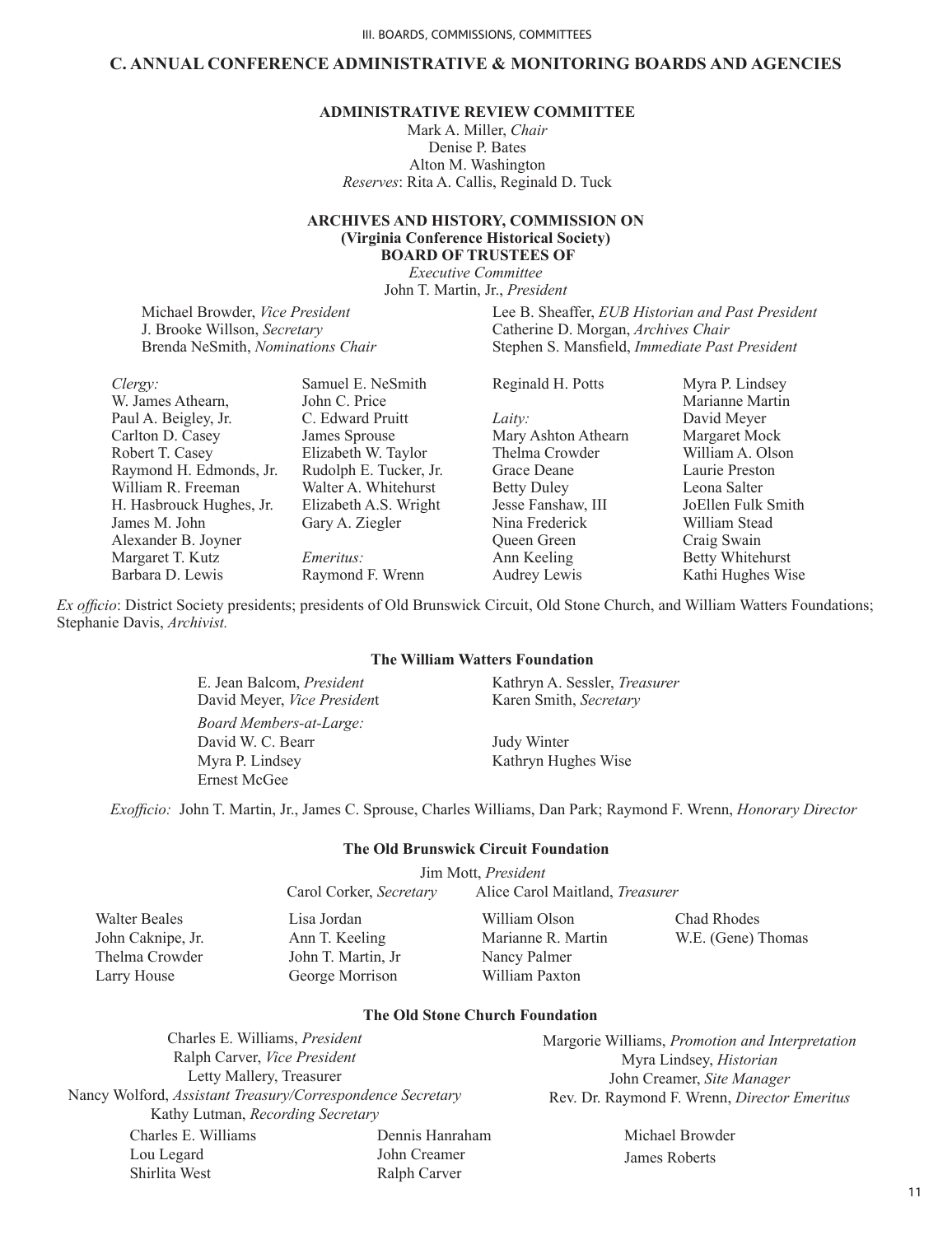## C. ANNUAL CONFERENCE ADMINISTRATIVE & MONITORING BOARDS AND AGENCIES

### ADMINISTRATIVE REVIEW COMMITTEE

Mark A. Miller, *Chair*
Denise P. Bates
Alton M. Washington
*Reserves*: Rita A. Callis, Reginald D. Tuck

### ARCHIVES AND HISTORY, COMMISSION ON (Virginia Conference Historical Society) BOARD OF TRUSTEES OF

*Executive Committee*
John T. Martin, Jr., *President*

Michael Browder, *Vice President*
J. Brooke Willson, *Secretary*
Brenda NeSmith, *Nominations Chair*
Lee B. Sheaffer, *EUB Historian and Past President*
Catherine D. Morgan, *Archives Chair*
Stephen S. Mansfield, *Immediate Past President*

*Clergy:*
W. James Athearn,
Paul A. Beigley, Jr.
Carlton D. Casey
Robert T. Casey
Raymond H. Edmonds, Jr.
William R. Freeman
H. Hasbrouck Hughes, Jr.
James M. John
Alexander B. Joyner
Margaret T. Kutz
Barbara D. Lewis
Samuel E. NeSmith
John C. Price
C. Edward Pruitt
James Sprouse
Elizabeth W. Taylor
Rudolph E. Tucker, Jr.
Walter A. Whitehurst
Elizabeth A.S. Wright
Gary A. Ziegler
Reginald H. Potts

*Emeritus:*
Raymond F. Wrenn

*Laity:*
Mary Ashton Athearn
Thelma Crowder
Grace Deane
Betty Duley
Jesse Fanshaw, III
Nina Frederick
Queen Green
Ann Keeling
Audrey Lewis
Myra P. Lindsey
Marianne Martin
David Meyer
Margaret Mock
William A. Olson
Laurie Preston
Leona Salter
JoEllen Fulk Smith
William Stead
Craig Swain
Betty Whitehurst
Kathi Hughes Wise

*Ex officio*: District Society presidents; presidents of Old Brunswick Circuit, Old Stone Church, and William Watters Foundations; Stephanie Davis, *Archivist.*

#### The William Watters Foundation

E. Jean Balcom, *President*
David Meyer, *Vice President*
Kathryn A. Sessler, *Treasurer*
Karen Smith, *Secretary*

*Board Members-at-Large:*
David W. C. Bearr
Myra P. Lindsey
Ernest McGee
Judy Winter
Kathryn Hughes Wise

*Exofficio:* John T. Martin, Jr., James C. Sprouse, Charles Williams, Dan Park; Raymond F. Wrenn, *Honorary Director*

#### The Old Brunswick Circuit Foundation

Jim Mott, *President*
Carol Corker, *Secretary*
Alice Carol Maitland, *Treasurer*

Walter Beales
John Caknipe, Jr.
Thelma Crowder
Larry House
Lisa Jordan
Ann T. Keeling
John T. Martin, Jr
George Morrison
William Olson
Marianne R. Martin
Nancy Palmer
William Paxton
Chad Rhodes
W.E. (Gene) Thomas

#### The Old Stone Church Foundation

Charles E. Williams, *President*
Ralph Carver, *Vice President*
Letty Mallery, Treasurer
Nancy Wolford, *Assistant Treasury/Correspondence Secretary*
Kathy Lutman, *Recording Secretary*
Margorie Williams, *Promotion and Interpretation*
Myra Lindsey, *Historian*
John Creamer, *Site Manager*
Rev. Dr. Raymond F. Wrenn, *Director Emeritus*

Charles E. Williams
Lou Legard
Shirlita West
Dennis Hanraham
John Creamer
Ralph Carver
Michael Browder
James Roberts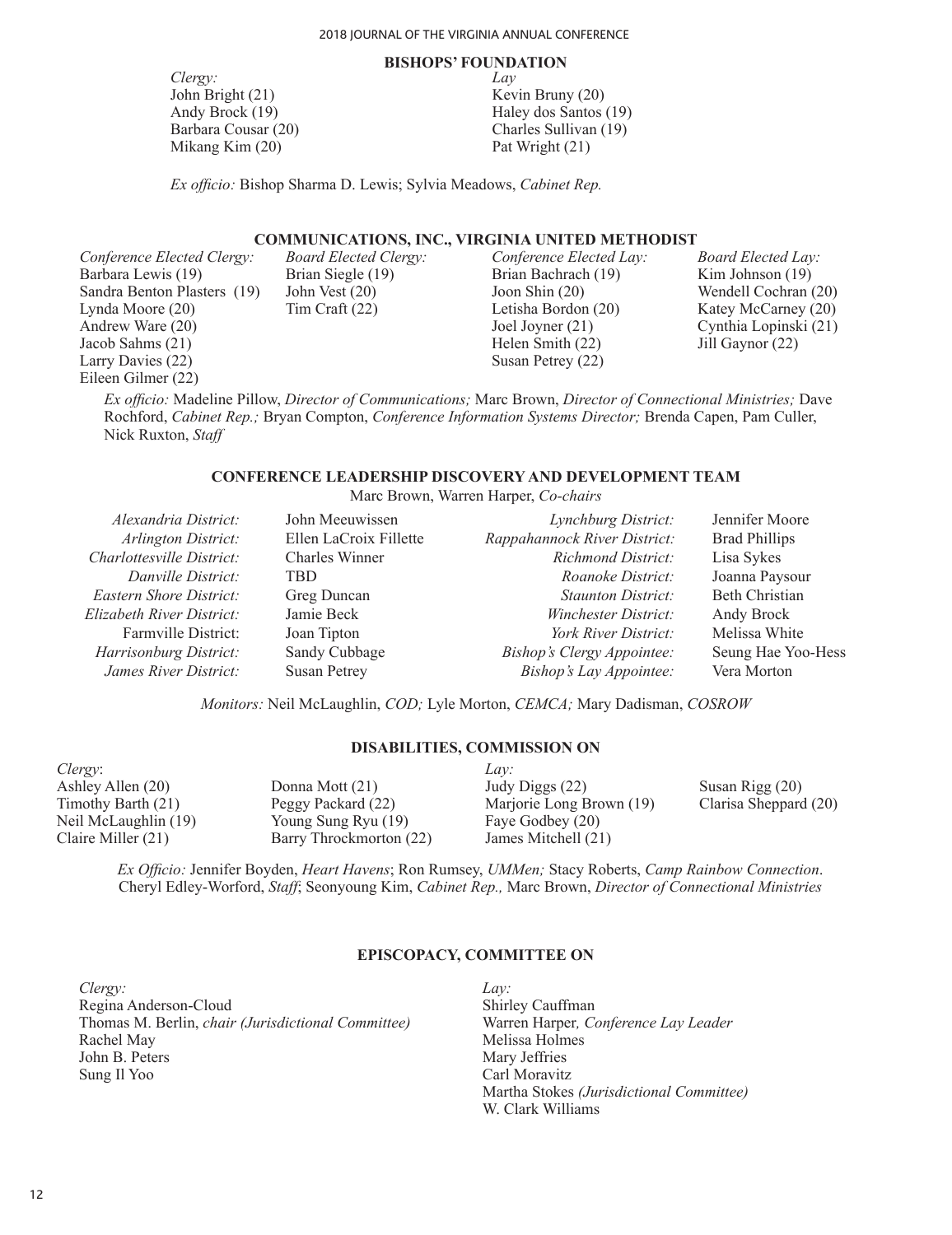## BISHOPS' FOUNDATION

*Clergy:*
John Bright (21)
Andy Brock (19)
Barbara Cousar (20)
Mikang Kim (20)

*Lay*
Kevin Bruny (20)
Haley dos Santos (19)
Charles Sullivan (19)
Pat Wright (21)

*Ex officio:* Bishop Sharma D. Lewis; Sylvia Meadows, *Cabinet Rep.*

## COMMUNICATIONS, INC., VIRGINIA UNITED METHODIST

*Conference Elected Clergy:*
Barbara Lewis (19)
Sandra Benton Plasters (19)
Lynda Moore (20)
Andrew Ware (20)
Jacob Sahms (21)
Larry Davies (22)
Eileen Gilmer (22)

*Board Elected Clergy:*
Brian Siegle (19)
John Vest (20)
Tim Craft (22)

*Conference Elected Lay:*
Brian Bachrach (19)
Joon Shin (20)
Letisha Bordon (20)
Joel Joyner (21)
Helen Smith (22)
Susan Petrey (22)

*Board Elected Lay:*
Kim Johnson (19)
Wendell Cochran (20)
Katey McCarney (20)
Cynthia Lopinski (21)
Jill Gaynor (22)

*Ex officio:* Madeline Pillow, *Director of Communications;* Marc Brown, *Director of Connectional Ministries;* Dave Rochford, *Cabinet Rep.;* Bryan Compton, *Conference Information Systems Director;* Brenda Capen, Pam Culler, Nick Ruxton, *Staff*

## CONFERENCE LEADERSHIP DISCOVERY AND DEVELOPMENT TEAM

Marc Brown, Warren Harper, *Co-chairs*

*Alexandria District:* John Meeuwissen
*Arlington District:* Ellen LaCroix Fillette
*Charlottesville District:* Charles Winner
*Danville District:* TBD
*Eastern Shore District:* Greg Duncan
*Elizabeth River District:* Jamie Beck
Farmville District: Joan Tipton
*Harrisonburg District:* Sandy Cubbage
*James River District:* Susan Petrey
*Lynchburg District:* Jennifer Moore
*Rappahannock River District:* Brad Phillips
*Richmond District:* Lisa Sykes
*Roanoke District:* Joanna Paysour
*Staunton District:* Beth Christian
*Winchester District:* Andy Brock
*York River District:* Melissa White
*Bishop's Clergy Appointee:* Seung Hae Yoo-Hess
*Bishop's Lay Appointee:* Vera Morton

*Monitors:* Neil McLaughlin, *COD;* Lyle Morton, *CEMCA;* Mary Dadisman, *COSROW*

## DISABILITIES, COMMISSION ON

*Clergy*:
Ashley Allen (20)
Timothy Barth (21)
Neil McLaughlin (19)
Claire Miller (21)
Donna Mott (21)
Peggy Packard (22)
Young Sung Ryu (19)
Barry Throckmorton (22)

*Lay:*
Judy Diggs (22)
Marjorie Long Brown (19)
Faye Godbey (20)
James Mitchell (21)
Susan Rigg (20)
Clarisa Sheppard (20)

*Ex Officio:* Jennifer Boyden, *Heart Havens*; Ron Rumsey, *UMMen;* Stacy Roberts, *Camp Rainbow Connection*. Cheryl Edley-Worford, *Staff*; Seonyoung Kim, *Cabinet Rep.,* Marc Brown, *Director of Connectional Ministries*

## EPISCOPACY, COMMITTEE ON

*Clergy:*
Regina Anderson-Cloud
Thomas M. Berlin, *chair (Jurisdictional Committee)*
Rachel May
John B. Peters
Sung Il Yoo

*Lay:*
Shirley Cauffman
Warren Harper*, Conference Lay Leader*
Melissa Holmes
Mary Jeffries
Carl Moravitz
Martha Stokes *(Jurisdictional Committee)*
W. Clark Williams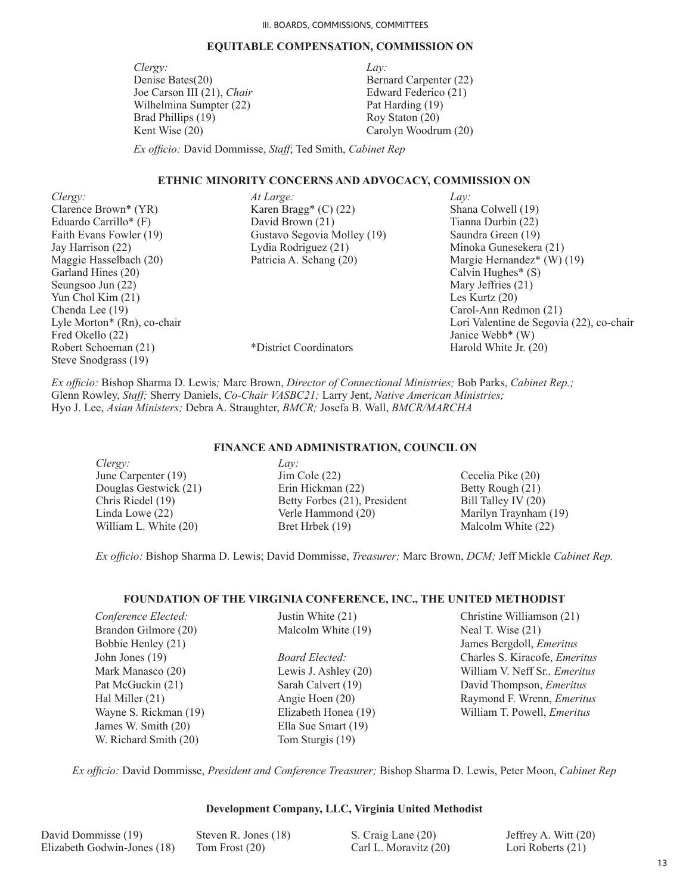## EQUITABLE COMPENSATION, COMMISSION ON

*Clergy:*
Denise Bates(20)
Joe Carson III (21), *Chair*
Wilhelmina Sumpter (22)
Brad Phillips (19)
Kent Wise (20)

*Lay:*
Bernard Carpenter (22)
Edward Federico (21)
Pat Harding (19)
Roy Staton (20)
Carolyn Woodrum (20)

*Ex officio:* David Dommisse, *Staff*; Ted Smith, *Cabinet Rep*

## ETHNIC MINORITY CONCERNS AND ADVOCACY, COMMISSION ON

*Clergy:*
Clarence Brown* (YR)
Eduardo Carrillo* (F)
Faith Evans Fowler (19)
Jay Harrison (22)
Maggie Hasselbach (20)
Garland Hines (20)
Seungsoo Jun (22)
Yun Chol Kim (21)
Chenda Lee (19)
Lyle Morton* (Rn), co-chair
Fred Okello (22)
Robert Schoeman (21)
Steve Snodgrass (19)

*At Large:*
Karen Bragg* (C) (22)
David Brown (21)
Gustavo Segovia Molley (19)
Lydia Rodriguez (21)
Patricia A. Schang (20)

*District Coordinators

*Lay:*
Shana Colwell (19)
Tianna Durbin (22)
Saundra Green (19)
Minoka Gunesekera (21)
Margie Hernandez* (W) (19)
Calvin Hughes* (S)
Mary Jeffries (21)
Les Kurtz (20)
Carol-Ann Redmon (21)
Lori Valentine de Segovia (22), co-chair
Janice Webb* (W)
Harold White Jr. (20)

*Ex officio:* Bishop Sharma D. Lewis*;* Marc Brown, *Director of Connectional Ministries;* Bob Parks, *Cabinet Rep.;* Glenn Rowley, *Staff;* Sherry Daniels, *Co-Chair VASBC21;* Larry Jent, *Native American Ministries;* Hyo J. Lee, *Asian Ministers;* Debra A. Straughter, *BMCR;* Josefa B. Wall, *BMCR/MARCHA*

## FINANCE AND ADMINISTRATION, COUNCIL ON

*Clergy:*
June Carpenter (19)
Douglas Gestwick (21)
Chris Riedel (19)
Linda Lowe (22)
William L. White (20)

*Lay:*
Jim Cole (22)
Erin Hickman (22)
Betty Forbes (21), President
Verle Hammond (20)
Bret Hrbek (19)
Cecelia Pike (20)
Betty Rough (21)
Bill Talley IV (20)
Marilyn Traynham (19)
Malcolm White (22)

*Ex officio:* Bishop Sharma D. Lewis; David Dommisse, *Treasurer;* Marc Brown, *DCM;* Jeff Mickle *Cabinet Rep.*

## FOUNDATION OF THE VIRGINIA CONFERENCE, INC., THE UNITED METHODIST

*Conference Elected:*
Brandon Gilmore (20)
Bobbie Henley (21)
John Jones (19)
Mark Manasco (20)
Pat McGuckin (21)
Hal Miller (21)
Wayne S. Rickman (19)
James W. Smith (20)
W. Richard Smith (20)
Justin White (21)
Malcolm White (19)

*Board Elected:*
Lewis J. Ashley (20)
Sarah Calvert (19)
Angie Hoen (20)
Elizabeth Honea (19)
Ella Sue Smart (19)
Tom Sturgis (19)
Christine Williamson (21)
Neal T. Wise (21)
James Bergdoll, *Emeritus*
Charles S. Kiracofe, *Emeritus*
William V. Neff Sr*., Emeritus*
David Thompson, *Emeritus*
Raymond F. Wrenn, *Emeritus*
William T. Powell, *Emeritus*

*Ex officio:* David Dommisse, *President and Conference Treasurer;* Bishop Sharma D. Lewis, Peter Moon, *Cabinet Rep*

### Development Company, LLC, Virginia United Methodist

David Dommisse (19)
Elizabeth Godwin-Jones (18)
Steven R. Jones (18)
Tom Frost (20)
S. Craig Lane (20)
Carl L. Moravitz (20)
Jeffrey A. Witt (20)
Lori Roberts (21)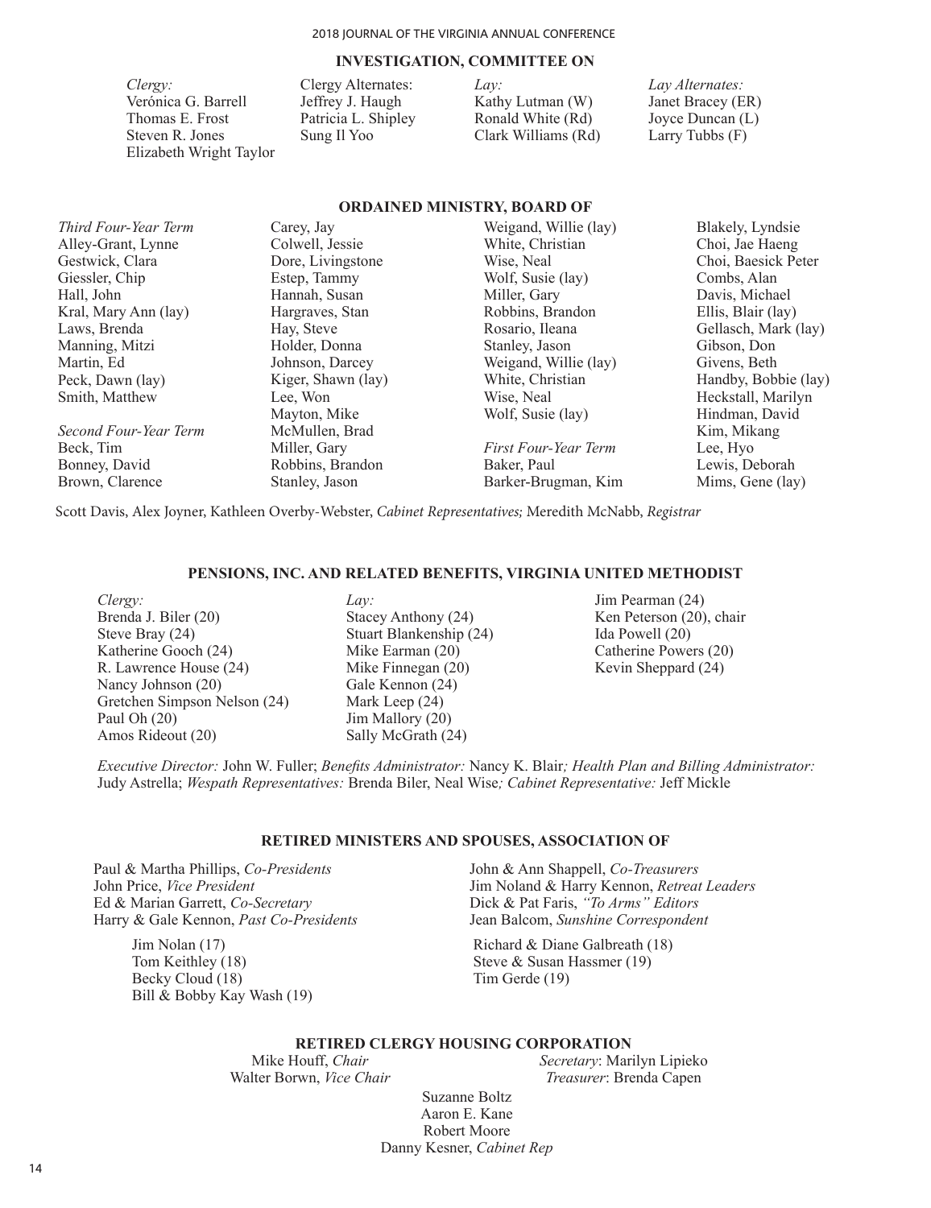## INVESTIGATION, COMMITTEE ON

*Clergy:*
Verónica G. Barrell
Thomas E. Frost
Steven R. Jones
Elizabeth Wright Taylor

Clergy Alternates:
Jeffrey J. Haugh
Patricia L. Shipley
Sung Il Yoo

*Lay:*
Kathy Lutman (W)
Ronald White (Rd)
Clark Williams (Rd)

*Lay Alternates:*
Janet Bracey (ER)
Joyce Duncan (L)
Larry Tubbs (F)

## ORDAINED MINISTRY, BOARD OF

*Third Four-Year Term*
Alley-Grant, Lynne
Gestwick, Clara
Giessler, Chip
Hall, John
Kral, Mary Ann (lay)
Laws, Brenda
Manning, Mitzi
Martin, Ed
Peck, Dawn (lay)
Smith, Matthew

*Second Four-Year Term*
Beck, Tim
Bonney, David
Brown, Clarence
Carey, Jay
Colwell, Jessie
Dore, Livingstone
Estep, Tammy
Hannah, Susan
Hargraves, Stan
Hay, Steve
Holder, Donna
Johnson, Darcey
Kiger, Shawn (lay)
Lee, Won
Mayton, Mike
McMullen, Brad
Miller, Gary
Robbins, Brandon
Stanley, Jason
Weigand, Willie (lay)
White, Christian
Wise, Neal
Wolf, Susie (lay)
Miller, Gary
Robbins, Brandon
Rosario, Ileana
Stanley, Jason
Weigand, Willie (lay)
White, Christian
Wise, Neal
Wolf, Susie (lay)

*First Four-Year Term*
Baker, Paul
Barker-Brugman, Kim
Blakely, Lyndsie
Choi, Jae Haeng
Choi, Baesick Peter
Combs, Alan
Davis, Michael
Ellis, Blair (lay)
Gellasch, Mark (lay)
Gibson, Don
Givens, Beth
Handby, Bobbie (lay)
Heckstall, Marilyn
Hindman, David
Kim, Mikang
Lee, Hyo
Lewis, Deborah
Mims, Gene (lay)

Scott Davis, Alex Joyner, Kathleen Overby-Webster, *Cabinet Representatives;* Meredith McNabb, *Registrar*

## PENSIONS, INC. AND RELATED BENEFITS, VIRGINIA UNITED METHODIST

*Clergy:*
Brenda J. Biler (20)
Steve Bray (24)
Katherine Gooch (24)
R. Lawrence House (24)
Nancy Johnson (20)
Gretchen Simpson Nelson (24)
Paul Oh (20)
Amos Rideout (20)

*Lay:*
Stacey Anthony (24)
Stuart Blankenship (24)
Mike Earman (20)
Mike Finnegan (20)
Gale Kennon (24)
Mark Leep (24)
Jim Mallory (20)
Sally McGrath (24)
Jim Pearman (24)
Ken Peterson (20), chair
Ida Powell (20)
Catherine Powers (20)
Kevin Sheppard (24)

*Executive Director:* John W. Fuller; *Benefits Administrator:* Nancy K. Blair*; Health Plan and Billing Administrator:* Judy Astrella; *Wespath Representatives:* Brenda Biler, Neal Wise*; Cabinet Representative:* Jeff Mickle

## RETIRED MINISTERS AND SPOUSES, ASSOCIATION OF

Paul & Martha Phillips, *Co-Presidents*
John Price, *Vice President*
Ed & Marian Garrett, *Co-Secretary*
Harry & Gale Kennon, *Past Co-Presidents*
John & Ann Shappell, *Co-Treasurers*
Jim Noland & Harry Kennon, *Retreat Leaders*
Dick & Pat Faris, *"To Arms" Editors*
Jean Balcom, *Sunshine Correspondent*

Jim Nolan (17)
Tom Keithley (18)
Becky Cloud (18)
Bill & Bobby Kay Wash (19)
Richard & Diane Galbreath (18)
Steve & Susan Hassmer (19)
Tim Gerde (19)

## RETIRED CLERGY HOUSING CORPORATION

Mike Houff, *Chair*
Walter Borwn, *Vice Chair*
*Secretary*: Marilyn Lipieko
*Treasurer*: Brenda Capen

Suzanne Boltz
Aaron E. Kane
Robert Moore
Danny Kesner, *Cabinet Rep*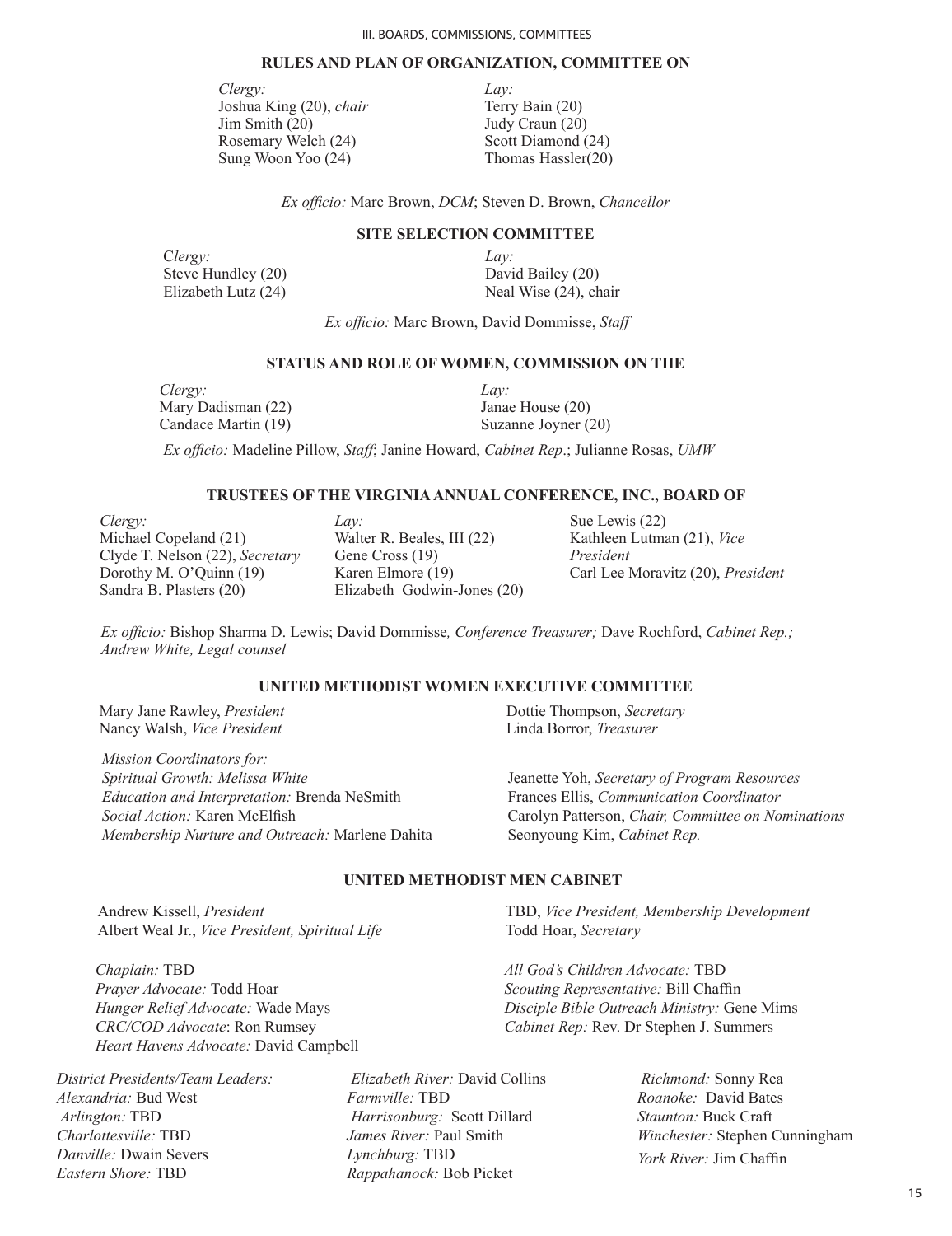## RULES AND PLAN OF ORGANIZATION, COMMITTEE ON

*Clergy:*
Joshua King (20), *chair*
Jim Smith (20)
Rosemary Welch (24)
Sung Woon Yoo (24)

*Lay:*
Terry Bain (20)
Judy Craun (20)
Scott Diamond (24)
Thomas Hassler(20)

*Ex officio:* Marc Brown, *DCM*; Steven D. Brown, *Chancellor*

## SITE SELECTION COMMITTEE

*Clergy:*
Steve Hundley (20)
Elizabeth Lutz (24)

*Lay:*
David Bailey (20)
Neal Wise (24), chair

*Ex officio:* Marc Brown, David Dommisse, *Staff*

## STATUS AND ROLE OF WOMEN, COMMISSION ON THE

*Clergy:*
Mary Dadisman (22)
Candace Martin (19)

*Lay:*
Janae House (20)
Suzanne Joyner (20)

*Ex officio:* Madeline Pillow, *Staff*; Janine Howard, *Cabinet Rep*.; Julianne Rosas, *UMW*

## TRUSTEES OF THE VIRGINIA ANNUAL CONFERENCE, INC., BOARD OF

*Clergy:*
Michael Copeland (21)
Clyde T. Nelson (22), *Secretary*
Dorothy M. O'Quinn (19)
Sandra B. Plasters (20)

*Lay:*
Walter R. Beales, III (22)
Gene Cross (19)
Karen Elmore (19)
Elizabeth Godwin-Jones (20)
Sue Lewis (22)
Kathleen Lutman (21), *Vice President*
Carl Lee Moravitz (20), *President*

*Ex officio:* Bishop Sharma D. Lewis; David Dommisse*, Conference Treasurer;* Dave Rochford, *Cabinet Rep.; Andrew White, Legal counsel*

## UNITED METHODIST WOMEN EXECUTIVE COMMITTEE

Mary Jane Rawley, *President*
Nancy Walsh, *Vice President*
Dottie Thompson, *Secretary*
Linda Borror, *Treasurer*

*Mission Coordinators for:*
*Spiritual Growth: Melissa White*
*Education and Interpretation:* Brenda NeSmith
*Social Action:* Karen McElfish
*Membership Nurture and Outreach:* Marlene Dahita

Jeanette Yoh, *Secretary of Program Resources*
Frances Ellis, *Communication Coordinator*
Carolyn Patterson, *Chair, Committee on Nominations*
Seonyoung Kim, *Cabinet Rep.*

## UNITED METHODIST MEN CABINET

Andrew Kissell, *President*
Albert Weal Jr., *Vice President, Spiritual Life*
TBD, *Vice President, Membership Development*
Todd Hoar, *Secretary*

*Chaplain:* TBD
*Prayer Advocate:* Todd Hoar
*Hunger Relief Advocate:* Wade Mays
*CRC/COD Advocate*: Ron Rumsey
*Heart Havens Advocate:* David Campbell

*All God's Children Advocate:* TBD
*Scouting Representative:* Bill Chaffin
*Disciple Bible Outreach Ministry:* Gene Mims
*Cabinet Rep:* Rev. Dr Stephen J. Summers

*District Presidents/Team Leaders:*
*Alexandria:* Bud West
*Arlington:* TBD
*Charlottesville:* TBD
*Danville:* Dwain Severs
*Eastern Shore:* TBD
*Elizabeth River:* David Collins
*Farmville:* TBD
*Harrisonburg:* Scott Dillard
*James River:* Paul Smith
*Lynchburg:* TBD
*Rappahanock:* Bob Picket
*Richmond:* Sonny Rea
*Roanoke:* David Bates
*Staunton:* Buck Craft
*Winchester:* Stephen Cunningham
*York River:* Jim Chaffin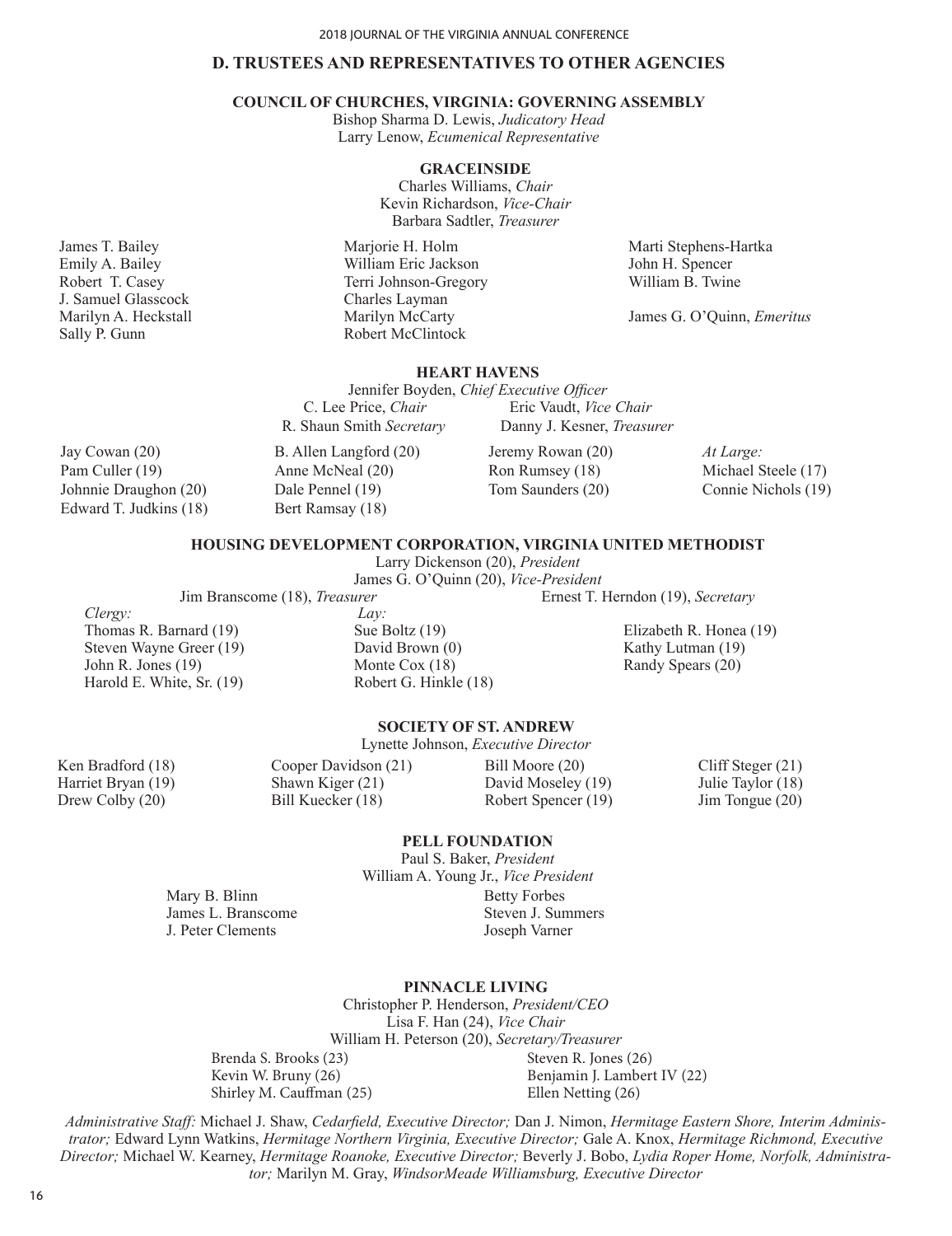## D. TRUSTEES AND REPRESENTATIVES TO OTHER AGENCIES

### COUNCIL OF CHURCHES, VIRGINIA: GOVERNING ASSEMBLY

Bishop Sharma D. Lewis, *Judicatory Head*
Larry Lenow, *Ecumenical Representative*

### GRACEINSIDE

Charles Williams, *Chair*
Kevin Richardson, *Vice-Chair*
Barbara Sadtler, *Treasurer*

James T. Bailey
Emily A. Bailey
Robert T. Casey
J. Samuel Glasscock
Marilyn A. Heckstall
Sally P. Gunn
Marjorie H. Holm
William Eric Jackson
Terri Johnson-Gregory
Charles Layman
Marilyn McCarty
Robert McClintock
Marti Stephens-Hartka
John H. Spencer
William B. Twine

James G. O'Quinn, *Emeritus*

### HEART HAVENS

Jennifer Boyden, *Chief Executive Officer*
C. Lee Price, *Chair*
Eric Vaudt, *Vice Chair*
R. Shaun Smith *Secretary*
Danny J. Kesner, *Treasurer*

Jay Cowan (20)
Pam Culler (19)
Johnnie Draughon (20)
Edward T. Judkins (18)
B. Allen Langford (20)
Anne McNeal (20)
Dale Pennel (19)
Bert Ramsay (18)
Jeremy Rowan (20)
Ron Rumsey (18)
Tom Saunders (20)

*At Large:*
Michael Steele (17)
Connie Nichols (19)

### HOUSING DEVELOPMENT CORPORATION, VIRGINIA UNITED METHODIST

Larry Dickenson (20), *President*
James G. O'Quinn (20), *Vice-President*
Jim Branscome (18), *Treasurer*
Ernest T. Herndon (19), *Secretary*

*Clergy:*
Thomas R. Barnard (19)
Steven Wayne Greer (19)
John R. Jones (19)
Harold E. White, Sr. (19)

*Lay:*
Sue Boltz (19)
David Brown (0)
Monte Cox (18)
Robert G. Hinkle (18)
Elizabeth R. Honea (19)
Kathy Lutman (19)
Randy Spears (20)

### SOCIETY OF ST. ANDREW

Lynette Johnson, *Executive Director*

Ken Bradford (18)
Harriet Bryan (19)
Drew Colby (20)
Cooper Davidson (21)
Shawn Kiger (21)
Bill Kuecker (18)
Bill Moore (20)
David Moseley (19)
Robert Spencer (19)
Cliff Steger (21)
Julie Taylor (18)
Jim Tongue (20)

### PELL FOUNDATION

Paul S. Baker, *President*
William A. Young Jr., *Vice President*

Mary B. Blinn
James L. Branscome
J. Peter Clements
Betty Forbes
Steven J. Summers
Joseph Varner

### PINNACLE LIVING

Christopher P. Henderson, *President/CEO*
Lisa F. Han (24), *Vice Chair*
William H. Peterson (20), *Secretary/Treasurer*

Brenda S. Brooks (23)
Kevin W. Bruny (26)
Shirley M. Cauffman (25)
Steven R. Jones (26)
Benjamin J. Lambert IV (22)
Ellen Netting (26)

*Administrative Staff:* Michael J. Shaw, *Cedarfield, Executive Director;* Dan J. Nimon, *Hermitage Eastern Shore, Interim Administrator;* Edward Lynn Watkins, *Hermitage Northern Virginia, Executive Director;* Gale A. Knox, *Hermitage Richmond, Executive Director;* Michael W. Kearney, *Hermitage Roanoke, Executive Director;* Beverly J. Bobo, *Lydia Roper Home, Norfolk, Administrator;* Marilyn M. Gray, *WindsorMeade Williamsburg, Executive Director*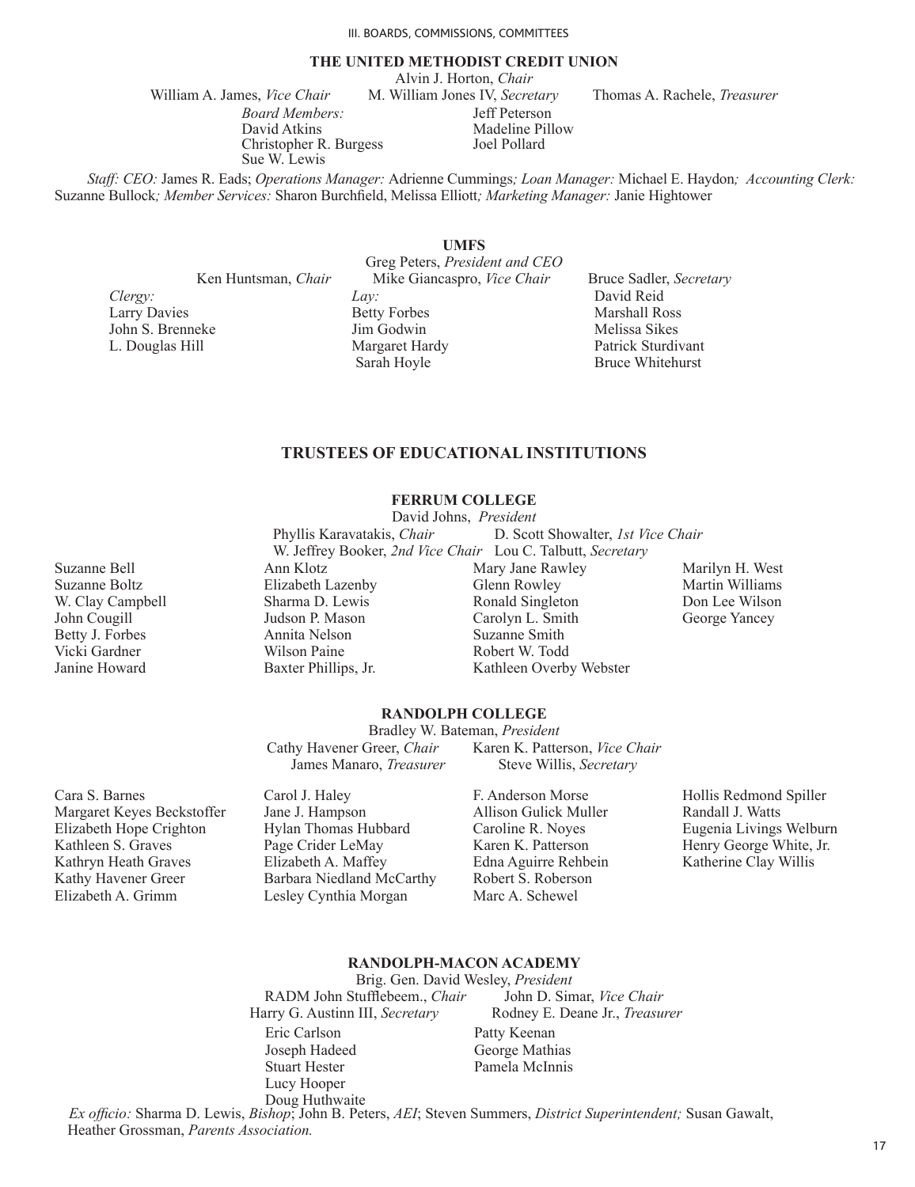## THE UNITED METHODIST CREDIT UNION

Alvin J. Horton, *Chair*

William A. James, *Vice Chair* M. William Jones IV, *Secretary* Thomas A. Rachele, *Treasurer*

*Board Members:*

David Atkins
Christopher R. Burgess
Sue W. Lewis
Jeff Peterson
Madeline Pillow
Joel Pollard

*Staff: CEO:* James R. Eads; *Operations Manager:* Adrienne Cummings; *Loan Manager:* Michael E. Haydon; *Accounting Clerk:* Suzanne Bullock; *Member Services:* Sharon Burchfield, Melissa Elliott; *Marketing Manager:* Janie Hightower

## UMFS

Greg Peters, *President and CEO*

Ken Huntsman, *Chair* Mike Giancaspro, *Vice Chair* Bruce Sadler, *Secretary*

*Clergy:*
Larry Davies
John S. Brenneke
L. Douglas Hill

*Lay:*
Betty Forbes
Jim Godwin
Margaret Hardy
Sarah Hoyle
David Reid
Marshall Ross
Melissa Sikes
Patrick Sturdivant
Bruce Whitehurst

# TRUSTEES OF EDUCATIONAL INSTITUTIONS

## FERRUM COLLEGE

David Johns, *President*

Phyllis Karavatakis, *Chair* D. Scott Showalter, *1st Vice Chair*

W. Jeffrey Booker, *2nd Vice Chair* Lou C. Talbutt, *Secretary*

Suzanne Bell
Suzanne Boltz
W. Clay Campbell
John Cougill
Betty J. Forbes
Vicki Gardner
Janine Howard
Ann Klotz
Elizabeth Lazenby
Sharma D. Lewis
Judson P. Mason
Annita Nelson
Wilson Paine
Baxter Phillips, Jr.
Mary Jane Rawley
Glenn Rowley
Ronald Singleton
Carolyn L. Smith
Suzanne Smith
Robert W. Todd
Kathleen Overby Webster
Marilyn H. West
Martin Williams
Don Lee Wilson
George Yancey

## RANDOLPH COLLEGE

Bradley W. Bateman, *President*

Cathy Havener Greer, *Chair* Karen K. Patterson, *Vice Chair*

James Manaro, *Treasurer* Steve Willis, *Secretary*

Cara S. Barnes
Margaret Keyes Beckstoffer
Elizabeth Hope Crighton
Kathleen S. Graves
Kathryn Heath Graves
Kathy Havener Greer
Elizabeth A. Grimm
Carol J. Haley
Jane J. Hampson
Hylan Thomas Hubbard
Page Crider LeMay
Elizabeth A. Maffey
Barbara Niedland McCarthy
Lesley Cynthia Morgan
F. Anderson Morse
Allison Gulick Muller
Caroline R. Noyes
Karen K. Patterson
Edna Aguirre Rehbein
Robert S. Roberson
Marc A. Schewel
Hollis Redmond Spiller
Randall J. Watts
Eugenia Livings Welburn
Henry George White, Jr.
Katherine Clay Willis

## RANDOLPH-MACON ACADEMY

Brig. Gen. David Wesley, *President*

RADM John Stufflebeem., *Chair* John D. Simar, *Vice Chair*

Harry G. Austinn III, *Secretary* Rodney E. Deane Jr., *Treasurer*

Eric Carlson
Joseph Hadeed
Stuart Hester
Lucy Hooper
Doug Huthwaite
Patty Keenan
George Mathias
Pamela McInnis

*Ex officio:* Sharma D. Lewis, *Bishop*; John B. Peters, *AEI*; Steven Summers, *District Superintendent;* Susan Gawalt, Heather Grossman, *Parents Association.*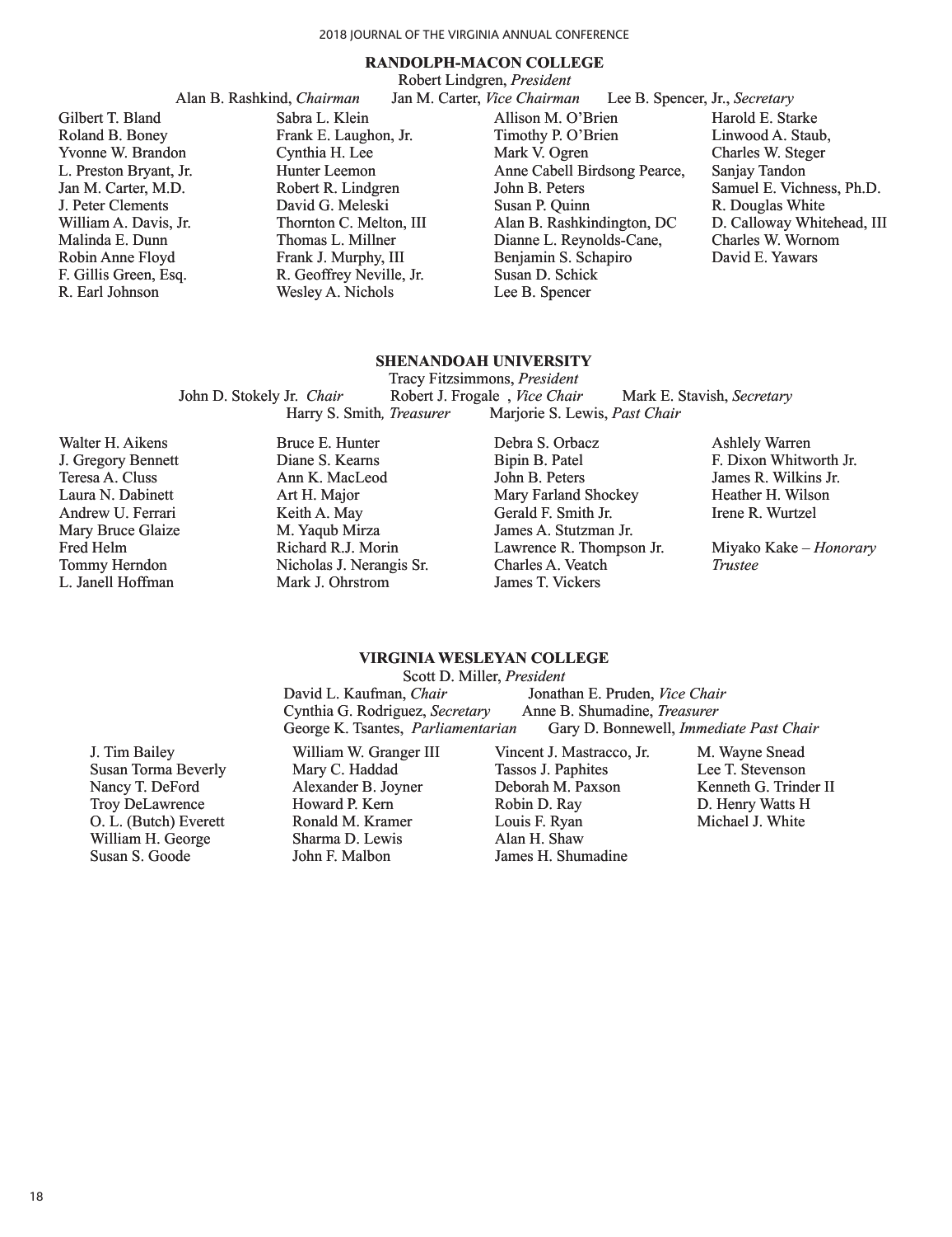## RANDOLPH-MACON COLLEGE

Robert Lindgren, *President*

Alan B. Rashkind, *Chairman* Jan M. Carter, *Vice Chairman* Lee B. Spencer, Jr., *Secretary*

Gilbert T. Bland
Roland B. Boney
Yvonne W. Brandon
L. Preston Bryant, Jr.
Jan M. Carter, M.D.
J. Peter Clements
William A. Davis, Jr.
Malinda E. Dunn
Robin Anne Floyd
F. Gillis Green, Esq.
R. Earl Johnson
Sabra L. Klein
Frank E. Laughon, Jr.
Cynthia H. Lee
Hunter Leemon
Robert R. Lindgren
David G. Meleski
Thornton C. Melton, III
Thomas L. Millner
Frank J. Murphy, III
R. Geoffrey Neville, Jr.
Wesley A. Nichols
Allison M. O'Brien
Timothy P. O'Brien
Mark V. Ogren
Anne Cabell Birdsong Pearce,
John B. Peters
Susan P. Quinn
Alan B. Rashkindington, DC
Dianne L. Reynolds-Cane,
Benjamin S. Schapiro
Susan D. Schick
Lee B. Spencer
Harold E. Starke
Linwood A. Staub,
Charles W. Steger
Sanjay Tandon
Samuel E. Vichness, Ph.D.
R. Douglas White
D. Calloway Whitehead, III
Charles W. Wornom
David E. Yawars

## SHENANDOAH UNIVERSITY

Tracy Fitzsimmons, *President*

John D. Stokely Jr. *Chair* Robert J. Frogale , *Vice Chair* Mark E. Stavish, *Secretary*
Harry S. Smith*, Treasurer* Marjorie S. Lewis, *Past Chair*

Walter H. Aikens
J. Gregory Bennett
Teresa A. Cluss
Laura N. Dabinett
Andrew U. Ferrari
Mary Bruce Glaize
Fred Helm
Tommy Herndon
L. Janell Hoffman
Bruce E. Hunter
Diane S. Kearns
Ann K. MacLeod
Art H. Major
Keith A. May
M. Yaqub Mirza
Richard R.J. Morin
Nicholas J. Nerangis Sr.
Mark J. Ohrstrom
Debra S. Orbacz
Bipin B. Patel
John B. Peters
Mary Farland Shockey
Gerald F. Smith Jr.
James A. Stutzman Jr.
Lawrence R. Thompson Jr.
Charles A. Veatch
James T. Vickers
Ashlely Warren
F. Dixon Whitworth Jr.
James R. Wilkins Jr.
Heather H. Wilson
Irene R. Wurtzel

Miyako Kake – *Honorary Trustee*

## VIRGINIA WESLEYAN COLLEGE

Scott D. Miller, *President*

David L. Kaufman, *Chair* Jonathan E. Pruden, *Vice Chair*
Cynthia G. Rodriguez, *Secretary* Anne B. Shumadine, *Treasurer*
George K. Tsantes, *Parliamentarian* Gary D. Bonnewell, *Immediate Past Chair*

J. Tim Bailey
Susan Torma Beverly
Nancy T. DeFord
Troy DeLawrence
O. L. (Butch) Everett
William H. George
Susan S. Goode
William W. Granger III
Mary C. Haddad
Alexander B. Joyner
Howard P. Kern
Ronald M. Kramer
Sharma D. Lewis
John F. Malbon
Vincent J. Mastracco, Jr.
Tassos J. Paphites
Deborah M. Paxson
Robin D. Ray
Louis F. Ryan
Alan H. Shaw
James H. Shumadine
M. Wayne Snead
Lee T. Stevenson
Kenneth G. Trinder II
D. Henry Watts H
Michael J. White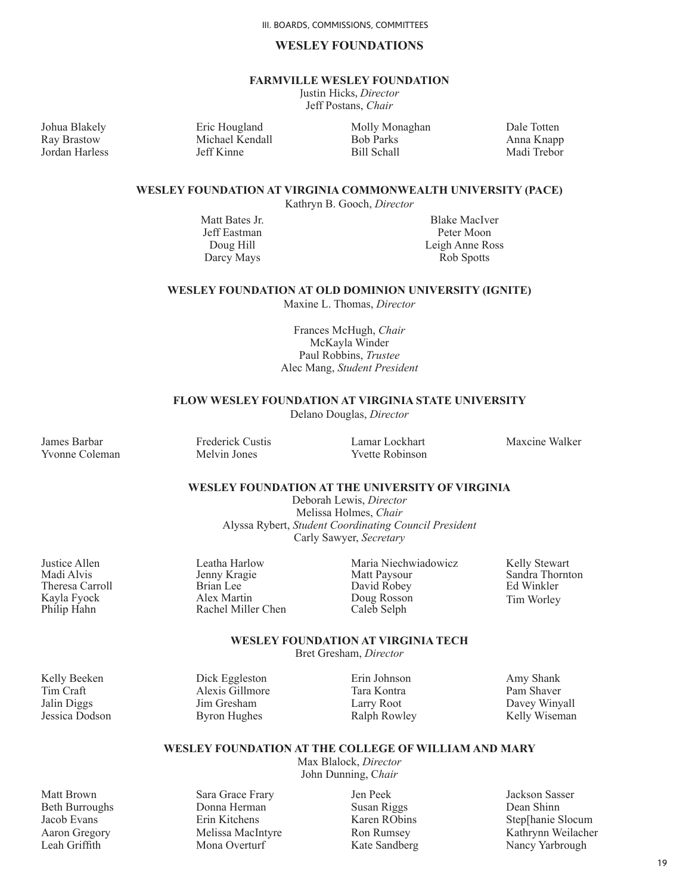## WESLEY FOUNDATIONS

### FARMVILLE WESLEY FOUNDATION

Justin Hicks, *Director*
Jeff Postans, *Chair*

Johua Blakely
Ray Brastow
Jordan Harless
Eric Hougland
Michael Kendall
Jeff Kinne
Molly Monaghan
Bob Parks
Bill Schall
Dale Totten
Anna Knapp
Madi Trebor

### WESLEY FOUNDATION AT VIRGINIA COMMONWEALTH UNIVERSITY (PACE)

Kathryn B. Gooch, *Director*

Matt Bates Jr.
Jeff Eastman
Doug Hill
Darcy Mays
Blake MacIver
Peter Moon
Leigh Anne Ross
Rob Spotts

### WESLEY FOUNDATION AT OLD DOMINION UNIVERSITY (IGNITE)

Maxine L. Thomas, *Director*

Frances McHugh, *Chair*
McKayla Winder
Paul Robbins, *Trustee*
Alec Mang, *Student President*

### FLOW WESLEY FOUNDATION AT VIRGINIA STATE UNIVERSITY

Delano Douglas, *Director*

James Barbar
Yvonne Coleman
Frederick Custis
Melvin Jones
Lamar Lockhart
Yvette Robinson
Maxcine Walker

### WESLEY FOUNDATION AT THE UNIVERSITY OF VIRGINIA

Deborah Lewis, *Director*
Melissa Holmes, *Chair*
Alyssa Rybert, *Student Coordinating Council President*
Carly Sawyer, *Secretary*

Justice Allen
Madi Alvis
Theresa Carroll
Kayla Fyock
Philip Hahn
Leatha Harlow
Jenny Kragie
Brian Lee
Alex Martin
Rachel Miller Chen
Maria Niechwiadowicz
Matt Paysour
David Robey
Doug Rosson
Caleb Selph
Kelly Stewart
Sandra Thornton
Ed Winkler
Tim Worley

### WESLEY FOUNDATION AT VIRGINIA TECH

Bret Gresham, *Director*

Kelly Beeken
Tim Craft
Jalin Diggs
Jessica Dodson
Dick Eggleston
Alexis Gillmore
Jim Gresham
Byron Hughes
Erin Johnson
Tara Kontra
Larry Root
Ralph Rowley
Amy Shank
Pam Shaver
Davey Winyall
Kelly Wiseman

### WESLEY FOUNDATION AT THE COLLEGE OF WILLIAM AND MARY

Max Blalock, *Director*
John Dunning, C*hair*

Matt Brown
Beth Burroughs
Jacob Evans
Aaron Gregory
Leah Griffith
Sara Grace Frary
Donna Herman
Erin Kitchens
Melissa MacIntyre
Mona Overturf
Jen Peek
Susan Riggs
Karen RObins
Ron Rumsey
Kate Sandberg
Jackson Sasser
Dean Shinn
Step[hanie Slocum
Kathrynn Weilacher
Nancy Yarbrough